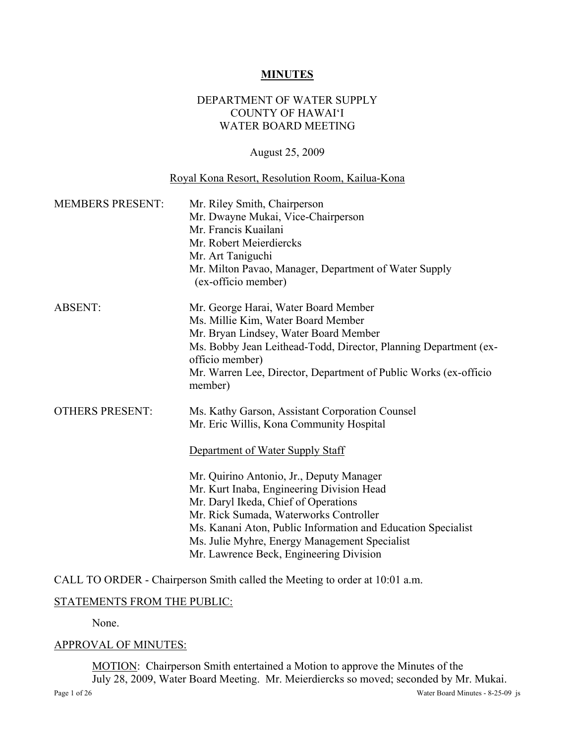# MINUTES

DEPARTMENT OF WATER SUPPLY
COUNTY OF HAWAI'I
WATER BOARD MEETING

August 25, 2009

Royal Kona Resort, Resolution Room, Kailua-Kona

| | |
|---|---|
| MEMBERS PRESENT: | Mr. Riley Smith, Chairperson<br>Mr. Dwayne Mukai, Vice-Chairperson<br>Mr. Francis Kuailani<br>Mr. Robert Meierdiercks<br>Mr. Art Taniguchi<br>Mr. Milton Pavao, Manager, Department of Water Supply (ex-officio member) |
| ABSENT: | Mr. George Harai, Water Board Member<br>Ms. Millie Kim, Water Board Member<br>Mr. Bryan Lindsey, Water Board Member<br>Ms. Bobby Jean Leithead-Todd, Director, Planning Department (ex-officio member)<br>Mr. Warren Lee, Director, Department of Public Works (ex-officio member) |
| OTHERS PRESENT: | Ms. Kathy Garson, Assistant Corporation Counsel<br>Mr. Eric Willis, Kona Community Hospital<br><br>Department of Water Supply Staff<br><br>Mr. Quirino Antonio, Jr., Deputy Manager<br>Mr. Kurt Inaba, Engineering Division Head<br>Mr. Daryl Ikeda, Chief of Operations<br>Mr. Rick Sumada, Waterworks Controller<br>Ms. Kanani Aton, Public Information and Education Specialist<br>Ms. Julie Myhre, Energy Management Specialist<br>Mr. Lawrence Beck, Engineering Division |

CALL TO ORDER - Chairperson Smith called the Meeting to order at 10:01 a.m.

STATEMENTS FROM THE PUBLIC:

None.

APPROVAL OF MINUTES:

MOTION: Chairperson Smith entertained a Motion to approve the Minutes of the July 28, 2009, Water Board Meeting. Mr. Meierdiercks so moved; seconded by Mr. Mukai.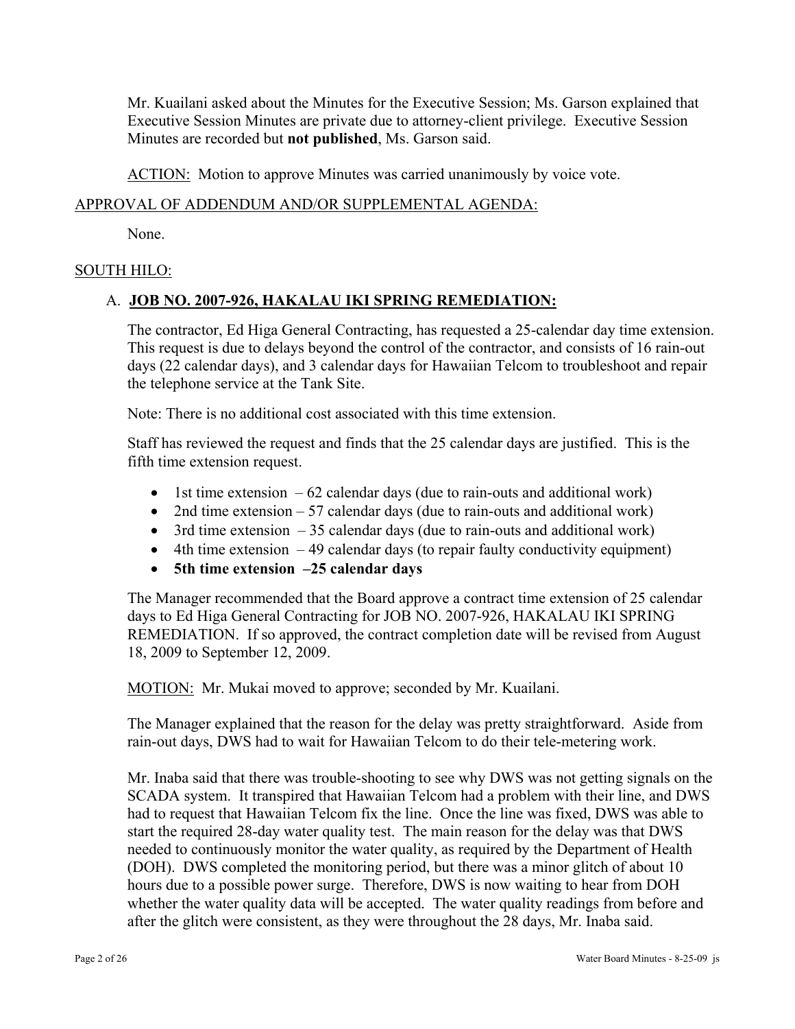Mr. Kuailani asked about the Minutes for the Executive Session; Ms. Garson explained that Executive Session Minutes are private due to attorney-client privilege. Executive Session Minutes are recorded but **not published**, Ms. Garson said.

ACTION: Motion to approve Minutes was carried unanimously by voice vote.

APPROVAL OF ADDENDUM AND/OR SUPPLEMENTAL AGENDA:

None.

SOUTH HILO:

A. **JOB NO. 2007-926, HAKALAU IKI SPRING REMEDIATION:**

The contractor, Ed Higa General Contracting, has requested a 25-calendar day time extension. This request is due to delays beyond the control of the contractor, and consists of 16 rain-out days (22 calendar days), and 3 calendar days for Hawaiian Telcom to troubleshoot and repair the telephone service at the Tank Site.

Note: There is no additional cost associated with this time extension.

Staff has reviewed the request and finds that the 25 calendar days are justified. This is the fifth time extension request.

- 1st time extension – 62 calendar days (due to rain-outs and additional work)
- 2nd time extension – 57 calendar days (due to rain-outs and additional work)
- 3rd time extension – 35 calendar days (due to rain-outs and additional work)
- 4th time extension – 49 calendar days (to repair faulty conductivity equipment)
- **5th time extension –25 calendar days**

The Manager recommended that the Board approve a contract time extension of 25 calendar days to Ed Higa General Contracting for JOB NO. 2007-926, HAKALAU IKI SPRING REMEDIATION. If so approved, the contract completion date will be revised from August 18, 2009 to September 12, 2009.

MOTION: Mr. Mukai moved to approve; seconded by Mr. Kuailani.

The Manager explained that the reason for the delay was pretty straightforward. Aside from rain-out days, DWS had to wait for Hawaiian Telcom to do their tele-metering work.

Mr. Inaba said that there was trouble-shooting to see why DWS was not getting signals on the SCADA system. It transpired that Hawaiian Telcom had a problem with their line, and DWS had to request that Hawaiian Telcom fix the line. Once the line was fixed, DWS was able to start the required 28-day water quality test. The main reason for the delay was that DWS needed to continuously monitor the water quality, as required by the Department of Health (DOH). DWS completed the monitoring period, but there was a minor glitch of about 10 hours due to a possible power surge. Therefore, DWS is now waiting to hear from DOH whether the water quality data will be accepted. The water quality readings from before and after the glitch were consistent, as they were throughout the 28 days, Mr. Inaba said.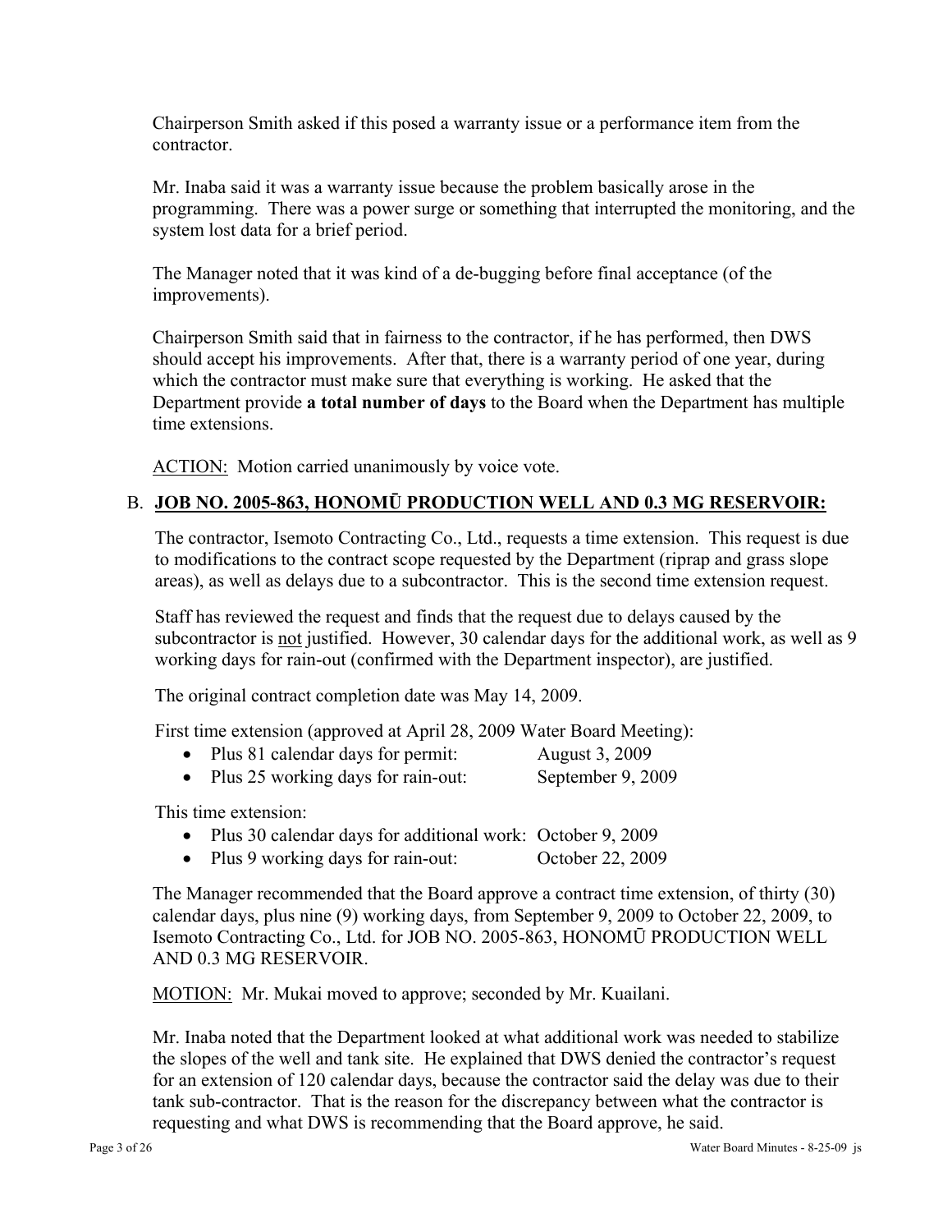Chairperson Smith asked if this posed a warranty issue or a performance item from the contractor.

Mr. Inaba said it was a warranty issue because the problem basically arose in the programming. There was a power surge or something that interrupted the monitoring, and the system lost data for a brief period.

The Manager noted that it was kind of a de-bugging before final acceptance (of the improvements).

Chairperson Smith said that in fairness to the contractor, if he has performed, then DWS should accept his improvements. After that, there is a warranty period of one year, during which the contractor must make sure that everything is working. He asked that the Department provide **a total number of days** to the Board when the Department has multiple time extensions.

<u>ACTION:</u> Motion carried unanimously by voice vote.

## B. <u>JOB NO. 2005-863, HONOMŪ PRODUCTION WELL AND 0.3 MG RESERVOIR:</u>

The contractor, Isemoto Contracting Co., Ltd., requests a time extension. This request is due to modifications to the contract scope requested by the Department (riprap and grass slope areas), as well as delays due to a subcontractor. This is the second time extension request.

Staff has reviewed the request and finds that the request due to delays caused by the subcontractor is <u>not</u> justified. However, 30 calendar days for the additional work, as well as 9 working days for rain-out (confirmed with the Department inspector), are justified.

The original contract completion date was May 14, 2009.

First time extension (approved at April 28, 2009 Water Board Meeting):

- Plus 81 calendar days for permit: August 3, 2009
- Plus 25 working days for rain-out: September 9, 2009

This time extension:

- Plus 30 calendar days for additional work: October 9, 2009
- Plus 9 working days for rain-out: October 22, 2009

The Manager recommended that the Board approve a contract time extension, of thirty (30) calendar days, plus nine (9) working days, from September 9, 2009 to October 22, 2009, to Isemoto Contracting Co., Ltd. for JOB NO. 2005-863, HONOMŪ PRODUCTION WELL AND 0.3 MG RESERVOIR.

<u>MOTION:</u> Mr. Mukai moved to approve; seconded by Mr. Kuailani.

Mr. Inaba noted that the Department looked at what additional work was needed to stabilize the slopes of the well and tank site. He explained that DWS denied the contractor's request for an extension of 120 calendar days, because the contractor said the delay was due to their tank sub-contractor. That is the reason for the discrepancy between what the contractor is requesting and what DWS is recommending that the Board approve, he said.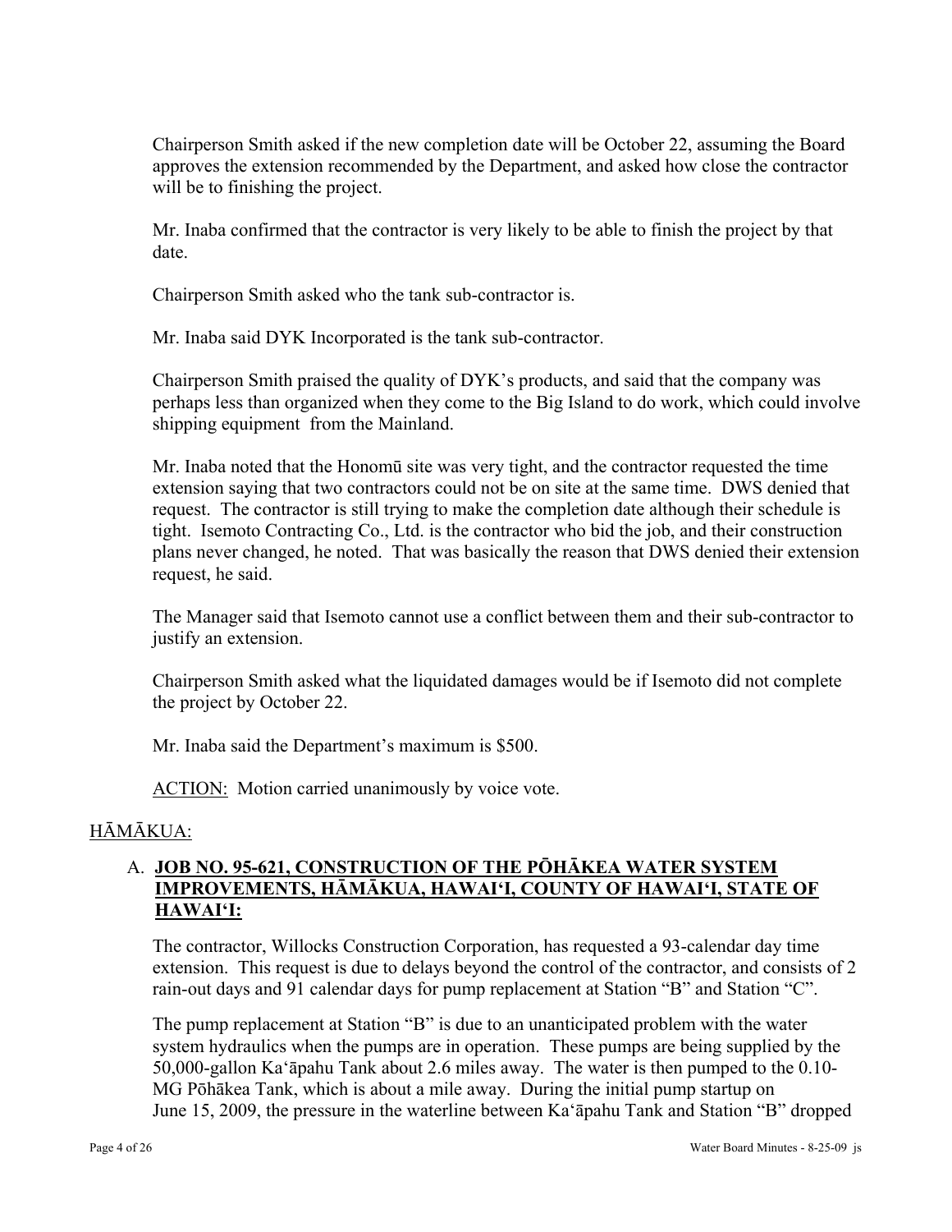Chairperson Smith asked if the new completion date will be October 22, assuming the Board approves the extension recommended by the Department, and asked how close the contractor will be to finishing the project.

Mr. Inaba confirmed that the contractor is very likely to be able to finish the project by that date.

Chairperson Smith asked who the tank sub-contractor is.

Mr. Inaba said DYK Incorporated is the tank sub-contractor.

Chairperson Smith praised the quality of DYK's products, and said that the company was perhaps less than organized when they come to the Big Island to do work, which could involve shipping equipment from the Mainland.

Mr. Inaba noted that the Honomū site was very tight, and the contractor requested the time extension saying that two contractors could not be on site at the same time. DWS denied that request. The contractor is still trying to make the completion date although their schedule is tight. Isemoto Contracting Co., Ltd. is the contractor who bid the job, and their construction plans never changed, he noted. That was basically the reason that DWS denied their extension request, he said.

The Manager said that Isemoto cannot use a conflict between them and their sub-contractor to justify an extension.

Chairperson Smith asked what the liquidated damages would be if Isemoto did not complete the project by October 22.

Mr. Inaba said the Department's maximum is $500.

<u>ACTION:</u> Motion carried unanimously by voice vote.

## <u>HĀMĀKUA:</u>

### A. <u>**JOB NO. 95-621, CONSTRUCTION OF THE PŌHĀKEA WATER SYSTEM IMPROVEMENTS, HĀMĀKUA, HAWAI'I, COUNTY OF HAWAI'I, STATE OF HAWAI'I:**</u>

The contractor, Willocks Construction Corporation, has requested a 93-calendar day time extension. This request is due to delays beyond the control of the contractor, and consists of 2 rain-out days and 91 calendar days for pump replacement at Station "B" and Station "C".

The pump replacement at Station "B" is due to an unanticipated problem with the water system hydraulics when the pumps are in operation. These pumps are being supplied by the 50,000-gallon Ka'āpahu Tank about 2.6 miles away. The water is then pumped to the 0.10-MG Pōhākea Tank, which is about a mile away. During the initial pump startup on June 15, 2009, the pressure in the waterline between Ka'āpahu Tank and Station "B" dropped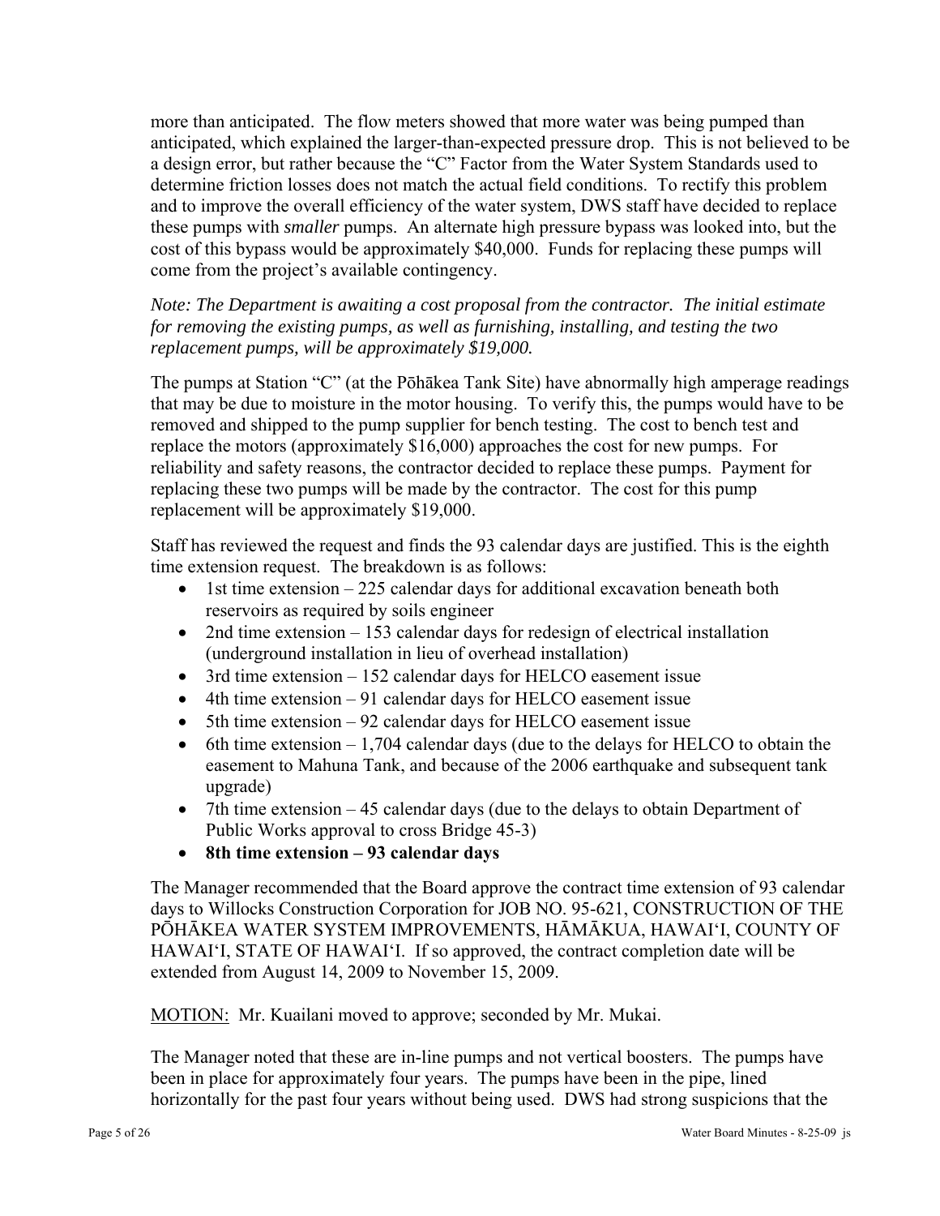more than anticipated. The flow meters showed that more water was being pumped than anticipated, which explained the larger-than-expected pressure drop. This is not believed to be a design error, but rather because the "C" Factor from the Water System Standards used to determine friction losses does not match the actual field conditions. To rectify this problem and to improve the overall efficiency of the water system, DWS staff have decided to replace these pumps with *smaller* pumps. An alternate high pressure bypass was looked into, but the cost of this bypass would be approximately $40,000. Funds for replacing these pumps will come from the project's available contingency.

*Note: The Department is awaiting a cost proposal from the contractor. The initial estimate for removing the existing pumps, as well as furnishing, installing, and testing the two replacement pumps, will be approximately $19,000.*

The pumps at Station "C" (at the Pōhākea Tank Site) have abnormally high amperage readings that may be due to moisture in the motor housing. To verify this, the pumps would have to be removed and shipped to the pump supplier for bench testing. The cost to bench test and replace the motors (approximately $16,000) approaches the cost for new pumps. For reliability and safety reasons, the contractor decided to replace these pumps. Payment for replacing these two pumps will be made by the contractor. The cost for this pump replacement will be approximately $19,000.

Staff has reviewed the request and finds the 93 calendar days are justified. This is the eighth time extension request. The breakdown is as follows:

- 1st time extension – 225 calendar days for additional excavation beneath both reservoirs as required by soils engineer
- 2nd time extension – 153 calendar days for redesign of electrical installation (underground installation in lieu of overhead installation)
- 3rd time extension – 152 calendar days for HELCO easement issue
- 4th time extension – 91 calendar days for HELCO easement issue
- 5th time extension – 92 calendar days for HELCO easement issue
- 6th time extension – 1,704 calendar days (due to the delays for HELCO to obtain the easement to Mahuna Tank, and because of the 2006 earthquake and subsequent tank upgrade)
- 7th time extension – 45 calendar days (due to the delays to obtain Department of Public Works approval to cross Bridge 45-3)
- **8th time extension – 93 calendar days**

The Manager recommended that the Board approve the contract time extension of 93 calendar days to Willocks Construction Corporation for JOB NO. 95-621, CONSTRUCTION OF THE PŌHĀKEA WATER SYSTEM IMPROVEMENTS, HĀMĀKUA, HAWAIʻI, COUNTY OF HAWAIʻI, STATE OF HAWAIʻI. If so approved, the contract completion date will be extended from August 14, 2009 to November 15, 2009.

MOTION: Mr. Kuailani moved to approve; seconded by Mr. Mukai.

The Manager noted that these are in-line pumps and not vertical boosters. The pumps have been in place for approximately four years. The pumps have been in the pipe, lined horizontally for the past four years without being used. DWS had strong suspicions that the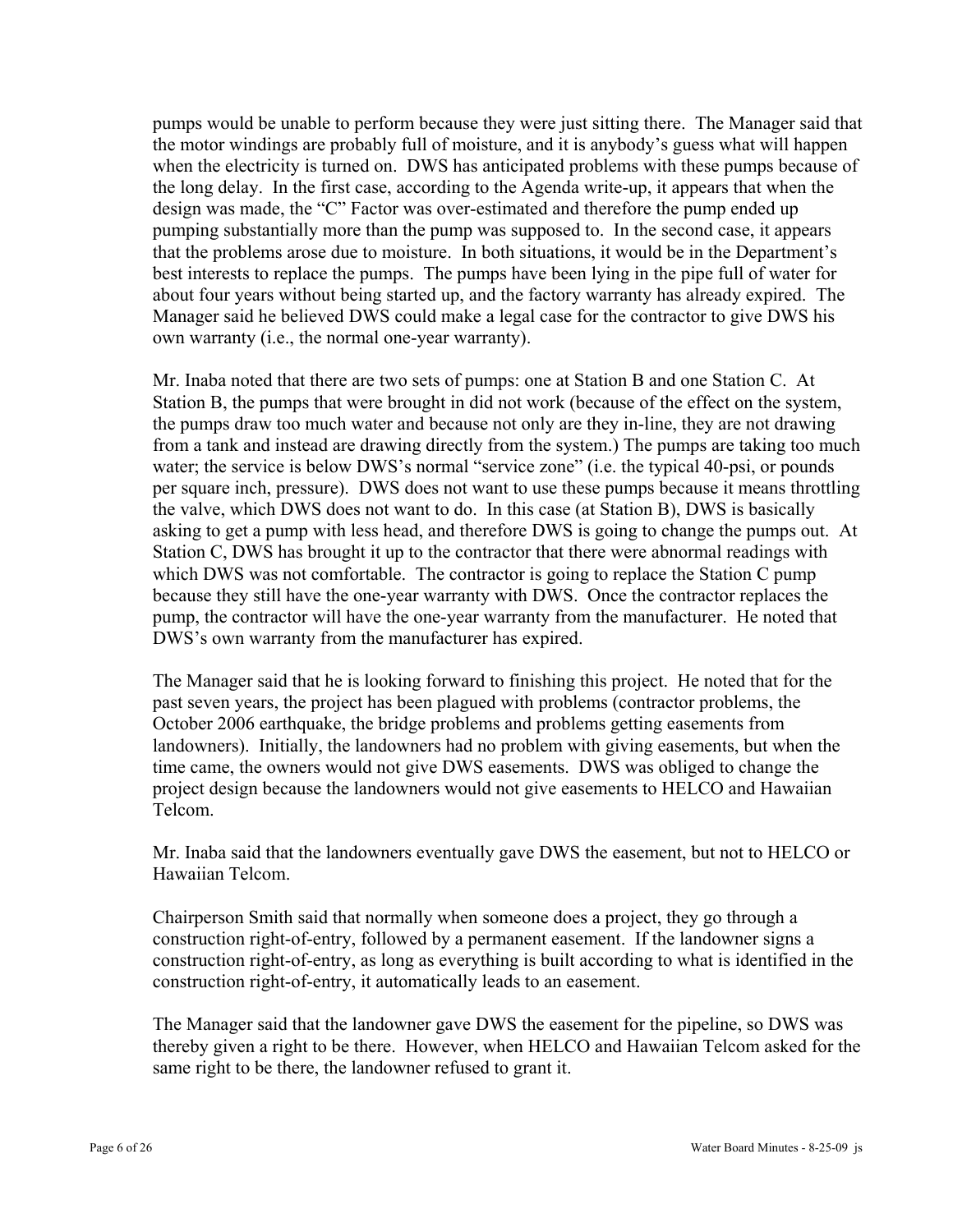pumps would be unable to perform because they were just sitting there. The Manager said that the motor windings are probably full of moisture, and it is anybody's guess what will happen when the electricity is turned on. DWS has anticipated problems with these pumps because of the long delay. In the first case, according to the Agenda write-up, it appears that when the design was made, the "C" Factor was over-estimated and therefore the pump ended up pumping substantially more than the pump was supposed to. In the second case, it appears that the problems arose due to moisture. In both situations, it would be in the Department's best interests to replace the pumps. The pumps have been lying in the pipe full of water for about four years without being started up, and the factory warranty has already expired. The Manager said he believed DWS could make a legal case for the contractor to give DWS his own warranty (i.e., the normal one-year warranty).

Mr. Inaba noted that there are two sets of pumps: one at Station B and one Station C. At Station B, the pumps that were brought in did not work (because of the effect on the system, the pumps draw too much water and because not only are they in-line, they are not drawing from a tank and instead are drawing directly from the system.) The pumps are taking too much water; the service is below DWS's normal "service zone" (i.e. the typical 40-psi, or pounds per square inch, pressure). DWS does not want to use these pumps because it means throttling the valve, which DWS does not want to do. In this case (at Station B), DWS is basically asking to get a pump with less head, and therefore DWS is going to change the pumps out. At Station C, DWS has brought it up to the contractor that there were abnormal readings with which DWS was not comfortable. The contractor is going to replace the Station C pump because they still have the one-year warranty with DWS. Once the contractor replaces the pump, the contractor will have the one-year warranty from the manufacturer. He noted that DWS's own warranty from the manufacturer has expired.

The Manager said that he is looking forward to finishing this project. He noted that for the past seven years, the project has been plagued with problems (contractor problems, the October 2006 earthquake, the bridge problems and problems getting easements from landowners). Initially, the landowners had no problem with giving easements, but when the time came, the owners would not give DWS easements. DWS was obliged to change the project design because the landowners would not give easements to HELCO and Hawaiian Telcom.

Mr. Inaba said that the landowners eventually gave DWS the easement, but not to HELCO or Hawaiian Telcom.

Chairperson Smith said that normally when someone does a project, they go through a construction right-of-entry, followed by a permanent easement. If the landowner signs a construction right-of-entry, as long as everything is built according to what is identified in the construction right-of-entry, it automatically leads to an easement.

The Manager said that the landowner gave DWS the easement for the pipeline, so DWS was thereby given a right to be there. However, when HELCO and Hawaiian Telcom asked for the same right to be there, the landowner refused to grant it.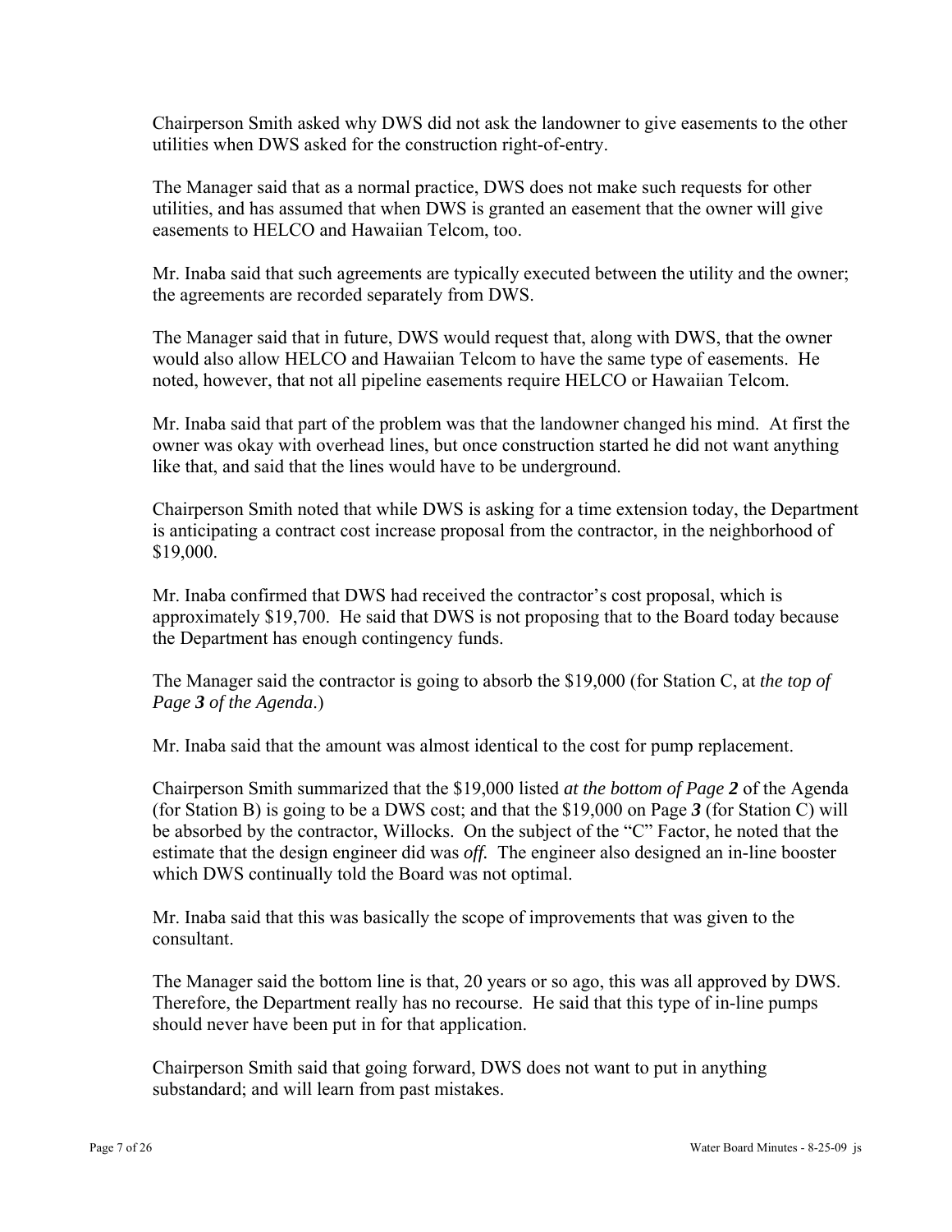Chairperson Smith asked why DWS did not ask the landowner to give easements to the other utilities when DWS asked for the construction right-of-entry.

The Manager said that as a normal practice, DWS does not make such requests for other utilities, and has assumed that when DWS is granted an easement that the owner will give easements to HELCO and Hawaiian Telcom, too.

Mr. Inaba said that such agreements are typically executed between the utility and the owner; the agreements are recorded separately from DWS.

The Manager said that in future, DWS would request that, along with DWS, that the owner would also allow HELCO and Hawaiian Telcom to have the same type of easements. He noted, however, that not all pipeline easements require HELCO or Hawaiian Telcom.

Mr. Inaba said that part of the problem was that the landowner changed his mind. At first the owner was okay with overhead lines, but once construction started he did not want anything like that, and said that the lines would have to be underground.

Chairperson Smith noted that while DWS is asking for a time extension today, the Department is anticipating a contract cost increase proposal from the contractor, in the neighborhood of $19,000.

Mr. Inaba confirmed that DWS had received the contractor's cost proposal, which is approximately $19,700. He said that DWS is not proposing that to the Board today because the Department has enough contingency funds.

The Manager said the contractor is going to absorb the $19,000 (for Station C, at *the top of Page **3** of the Agenda*.)

Mr. Inaba said that the amount was almost identical to the cost for pump replacement.

Chairperson Smith summarized that the $19,000 listed *at the bottom of Page **2*** of the Agenda (for Station B) is going to be a DWS cost; and that the $19,000 on Page ***3*** (for Station C) will be absorbed by the contractor, Willocks. On the subject of the "C" Factor, he noted that the estimate that the design engineer did was ***off.*** The engineer also designed an in-line booster which DWS continually told the Board was not optimal.

Mr. Inaba said that this was basically the scope of improvements that was given to the consultant.

The Manager said the bottom line is that, 20 years or so ago, this was all approved by DWS. Therefore, the Department really has no recourse. He said that this type of in-line pumps should never have been put in for that application.

Chairperson Smith said that going forward, DWS does not want to put in anything substandard; and will learn from past mistakes.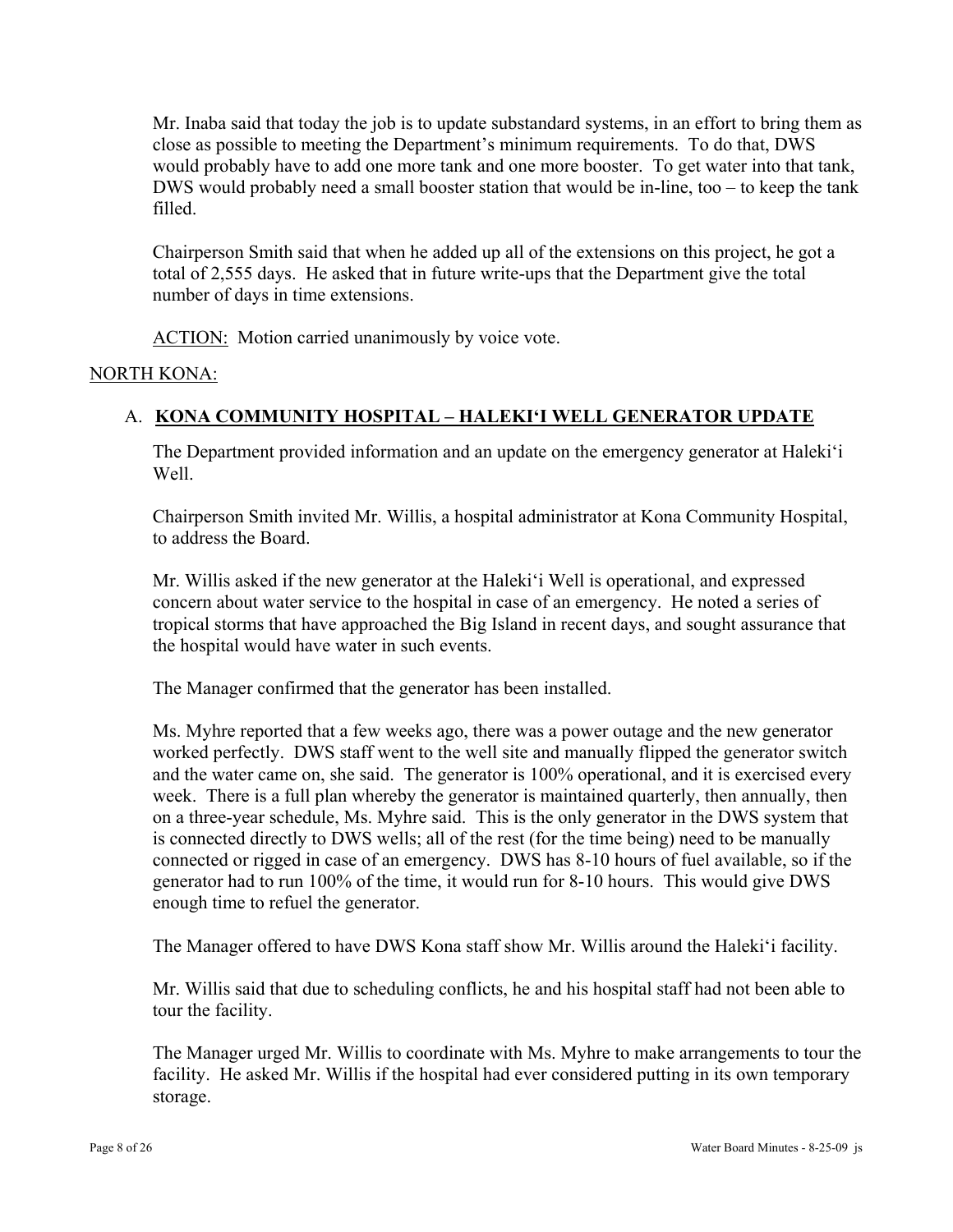Mr. Inaba said that today the job is to update substandard systems, in an effort to bring them as close as possible to meeting the Department's minimum requirements. To do that, DWS would probably have to add one more tank and one more booster. To get water into that tank, DWS would probably need a small booster station that would be in-line, too – to keep the tank filled.

Chairperson Smith said that when he added up all of the extensions on this project, he got a total of 2,555 days. He asked that in future write-ups that the Department give the total number of days in time extensions.

ACTION: Motion carried unanimously by voice vote.

NORTH KONA:

## A. KONA COMMUNITY HOSPITAL – HALEKI'I WELL GENERATOR UPDATE

The Department provided information and an update on the emergency generator at Haleki'i Well.

Chairperson Smith invited Mr. Willis, a hospital administrator at Kona Community Hospital, to address the Board.

Mr. Willis asked if the new generator at the Haleki'i Well is operational, and expressed concern about water service to the hospital in case of an emergency. He noted a series of tropical storms that have approached the Big Island in recent days, and sought assurance that the hospital would have water in such events.

The Manager confirmed that the generator has been installed.

Ms. Myhre reported that a few weeks ago, there was a power outage and the new generator worked perfectly. DWS staff went to the well site and manually flipped the generator switch and the water came on, she said. The generator is 100% operational, and it is exercised every week. There is a full plan whereby the generator is maintained quarterly, then annually, then on a three-year schedule, Ms. Myhre said. This is the only generator in the DWS system that is connected directly to DWS wells; all of the rest (for the time being) need to be manually connected or rigged in case of an emergency. DWS has 8-10 hours of fuel available, so if the generator had to run 100% of the time, it would run for 8-10 hours. This would give DWS enough time to refuel the generator.

The Manager offered to have DWS Kona staff show Mr. Willis around the Haleki'i facility.

Mr. Willis said that due to scheduling conflicts, he and his hospital staff had not been able to tour the facility.

The Manager urged Mr. Willis to coordinate with Ms. Myhre to make arrangements to tour the facility. He asked Mr. Willis if the hospital had ever considered putting in its own temporary storage.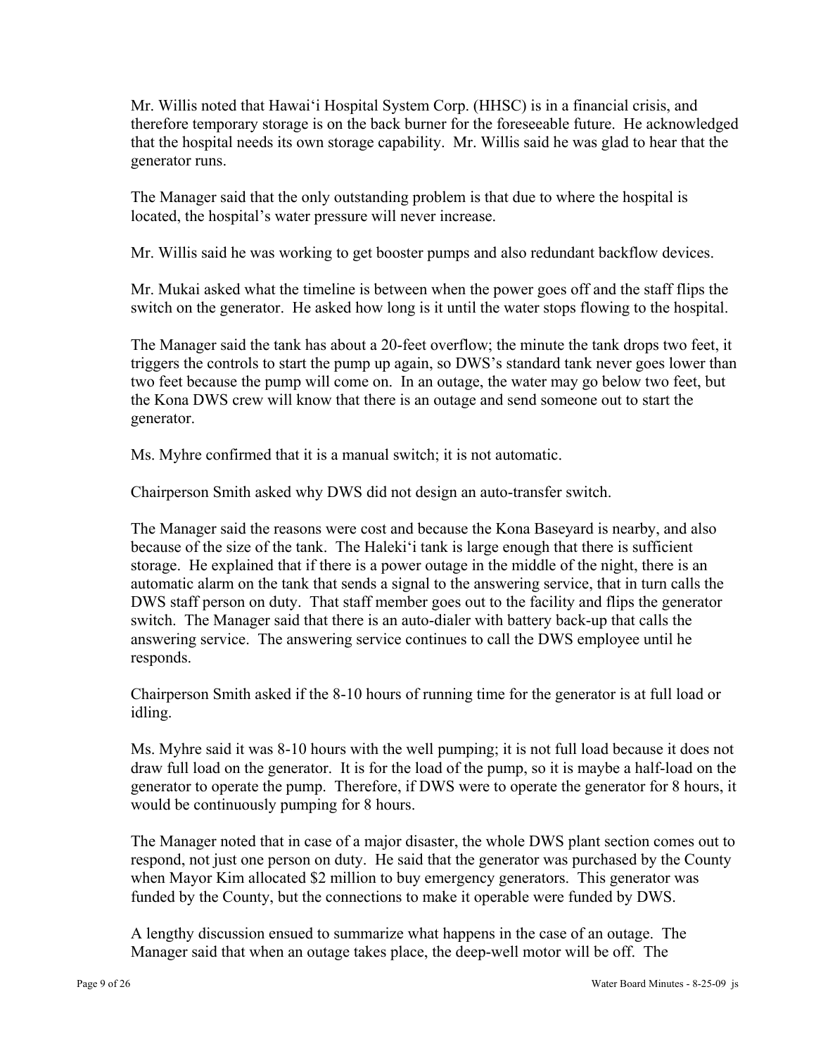Mr. Willis noted that Hawaiʻi Hospital System Corp. (HHSC) is in a financial crisis, and therefore temporary storage is on the back burner for the foreseeable future. He acknowledged that the hospital needs its own storage capability. Mr. Willis said he was glad to hear that the generator runs.

The Manager said that the only outstanding problem is that due to where the hospital is located, the hospital's water pressure will never increase.

Mr. Willis said he was working to get booster pumps and also redundant backflow devices.

Mr. Mukai asked what the timeline is between when the power goes off and the staff flips the switch on the generator. He asked how long is it until the water stops flowing to the hospital.

The Manager said the tank has about a 20-feet overflow; the minute the tank drops two feet, it triggers the controls to start the pump up again, so DWS's standard tank never goes lower than two feet because the pump will come on. In an outage, the water may go below two feet, but the Kona DWS crew will know that there is an outage and send someone out to start the generator.

Ms. Myhre confirmed that it is a manual switch; it is not automatic.

Chairperson Smith asked why DWS did not design an auto-transfer switch.

The Manager said the reasons were cost and because the Kona Baseyard is nearby, and also because of the size of the tank. The Halekiʻi tank is large enough that there is sufficient storage. He explained that if there is a power outage in the middle of the night, there is an automatic alarm on the tank that sends a signal to the answering service, that in turn calls the DWS staff person on duty. That staff member goes out to the facility and flips the generator switch. The Manager said that there is an auto-dialer with battery back-up that calls the answering service. The answering service continues to call the DWS employee until he responds.

Chairperson Smith asked if the 8-10 hours of running time for the generator is at full load or idling.

Ms. Myhre said it was 8-10 hours with the well pumping; it is not full load because it does not draw full load on the generator. It is for the load of the pump, so it is maybe a half-load on the generator to operate the pump. Therefore, if DWS were to operate the generator for 8 hours, it would be continuously pumping for 8 hours.

The Manager noted that in case of a major disaster, the whole DWS plant section comes out to respond, not just one person on duty. He said that the generator was purchased by the County when Mayor Kim allocated $2 million to buy emergency generators. This generator was funded by the County, but the connections to make it operable were funded by DWS.

A lengthy discussion ensued to summarize what happens in the case of an outage. The Manager said that when an outage takes place, the deep-well motor will be off. The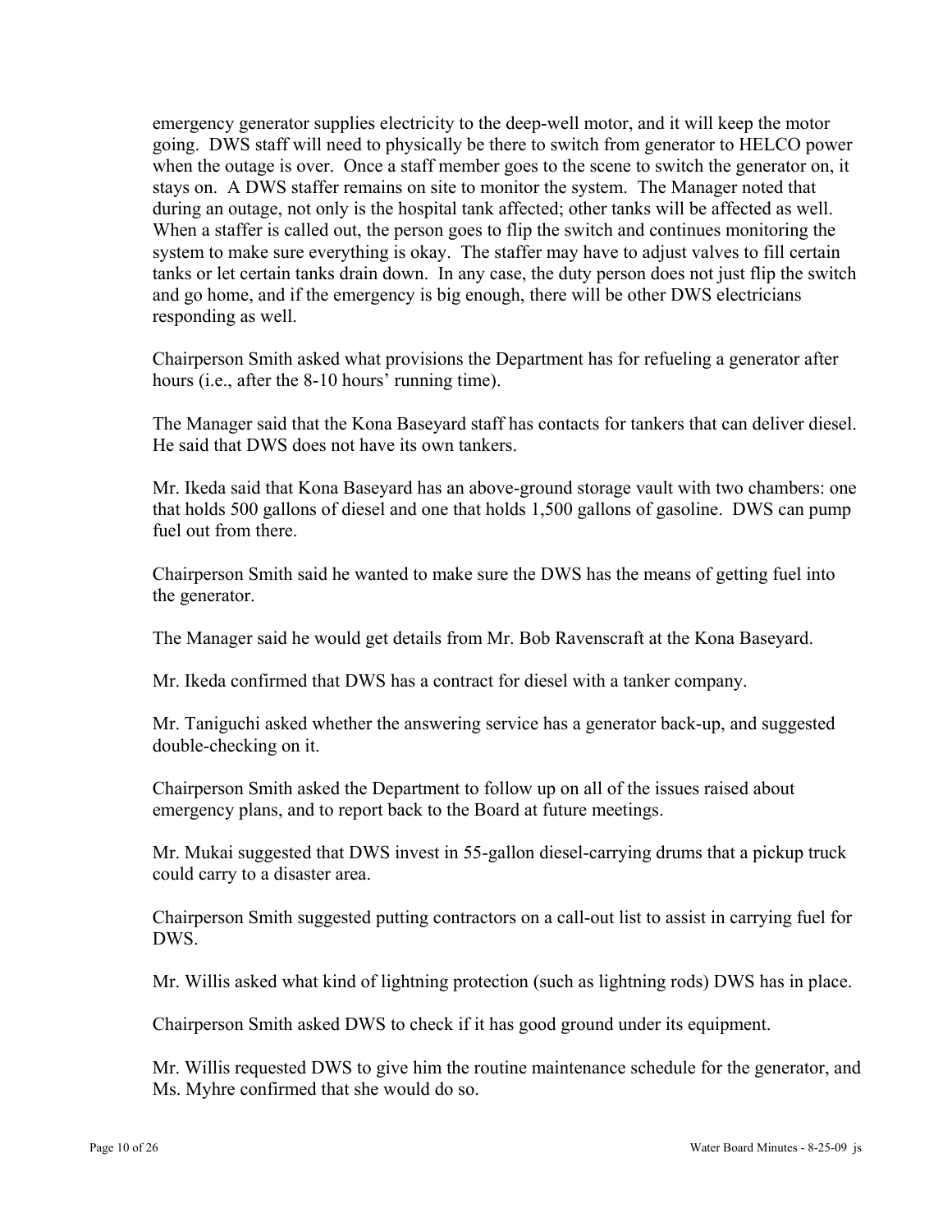emergency generator supplies electricity to the deep-well motor, and it will keep the motor going. DWS staff will need to physically be there to switch from generator to HELCO power when the outage is over. Once a staff member goes to the scene to switch the generator on, it stays on. A DWS staffer remains on site to monitor the system. The Manager noted that during an outage, not only is the hospital tank affected; other tanks will be affected as well. When a staffer is called out, the person goes to flip the switch and continues monitoring the system to make sure everything is okay. The staffer may have to adjust valves to fill certain tanks or let certain tanks drain down. In any case, the duty person does not just flip the switch and go home, and if the emergency is big enough, there will be other DWS electricians responding as well.

Chairperson Smith asked what provisions the Department has for refueling a generator after hours (i.e., after the 8-10 hours' running time).

The Manager said that the Kona Baseyard staff has contacts for tankers that can deliver diesel. He said that DWS does not have its own tankers.

Mr. Ikeda said that Kona Baseyard has an above-ground storage vault with two chambers: one that holds 500 gallons of diesel and one that holds 1,500 gallons of gasoline. DWS can pump fuel out from there.

Chairperson Smith said he wanted to make sure the DWS has the means of getting fuel into the generator.

The Manager said he would get details from Mr. Bob Ravenscraft at the Kona Baseyard.

Mr. Ikeda confirmed that DWS has a contract for diesel with a tanker company.

Mr. Taniguchi asked whether the answering service has a generator back-up, and suggested double-checking on it.

Chairperson Smith asked the Department to follow up on all of the issues raised about emergency plans, and to report back to the Board at future meetings.

Mr. Mukai suggested that DWS invest in 55-gallon diesel-carrying drums that a pickup truck could carry to a disaster area.

Chairperson Smith suggested putting contractors on a call-out list to assist in carrying fuel for DWS.

Mr. Willis asked what kind of lightning protection (such as lightning rods) DWS has in place.

Chairperson Smith asked DWS to check if it has good ground under its equipment.

Mr. Willis requested DWS to give him the routine maintenance schedule for the generator, and Ms. Myhre confirmed that she would do so.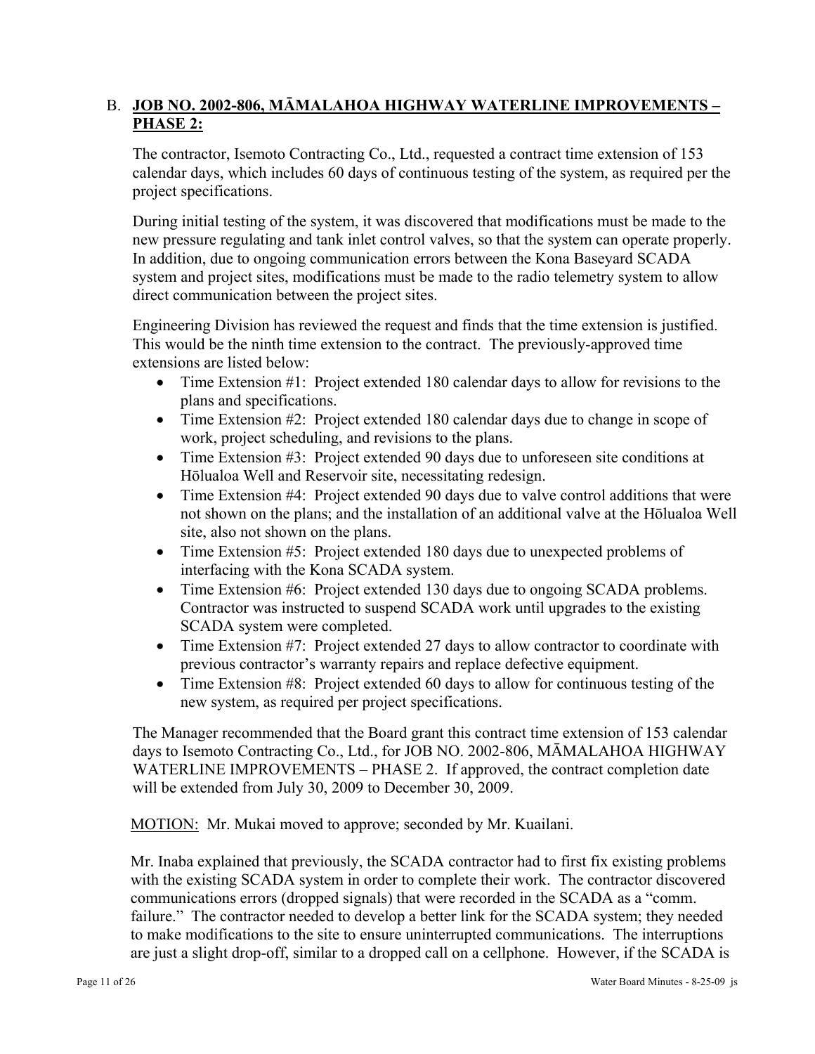B. **JOB NO. 2002-806, MĀMALAHOA HIGHWAY WATERLINE IMPROVEMENTS – PHASE 2:**

The contractor, Isemoto Contracting Co., Ltd., requested a contract time extension of 153 calendar days, which includes 60 days of continuous testing of the system, as required per the project specifications.

During initial testing of the system, it was discovered that modifications must be made to the new pressure regulating and tank inlet control valves, so that the system can operate properly. In addition, due to ongoing communication errors between the Kona Baseyard SCADA system and project sites, modifications must be made to the radio telemetry system to allow direct communication between the project sites.

Engineering Division has reviewed the request and finds that the time extension is justified. This would be the ninth time extension to the contract. The previously-approved time extensions are listed below:

- Time Extension #1: Project extended 180 calendar days to allow for revisions to the plans and specifications.
- Time Extension #2: Project extended 180 calendar days due to change in scope of work, project scheduling, and revisions to the plans.
- Time Extension #3: Project extended 90 days due to unforeseen site conditions at Hōlualoa Well and Reservoir site, necessitating redesign.
- Time Extension #4: Project extended 90 days due to valve control additions that were not shown on the plans; and the installation of an additional valve at the Hōlualoa Well site, also not shown on the plans.
- Time Extension #5: Project extended 180 days due to unexpected problems of interfacing with the Kona SCADA system.
- Time Extension #6: Project extended 130 days due to ongoing SCADA problems. Contractor was instructed to suspend SCADA work until upgrades to the existing SCADA system were completed.
- Time Extension #7: Project extended 27 days to allow contractor to coordinate with previous contractor's warranty repairs and replace defective equipment.
- Time Extension #8: Project extended 60 days to allow for continuous testing of the new system, as required per project specifications.

The Manager recommended that the Board grant this contract time extension of 153 calendar days to Isemoto Contracting Co., Ltd., for JOB NO. 2002-806, MĀMALAHOA HIGHWAY WATERLINE IMPROVEMENTS – PHASE 2. If approved, the contract completion date will be extended from July 30, 2009 to December 30, 2009.

MOTION: Mr. Mukai moved to approve; seconded by Mr. Kuailani.

Mr. Inaba explained that previously, the SCADA contractor had to first fix existing problems with the existing SCADA system in order to complete their work. The contractor discovered communications errors (dropped signals) that were recorded in the SCADA as a "comm. failure." The contractor needed to develop a better link for the SCADA system; they needed to make modifications to the site to ensure uninterrupted communications. The interruptions are just a slight drop-off, similar to a dropped call on a cellphone. However, if the SCADA is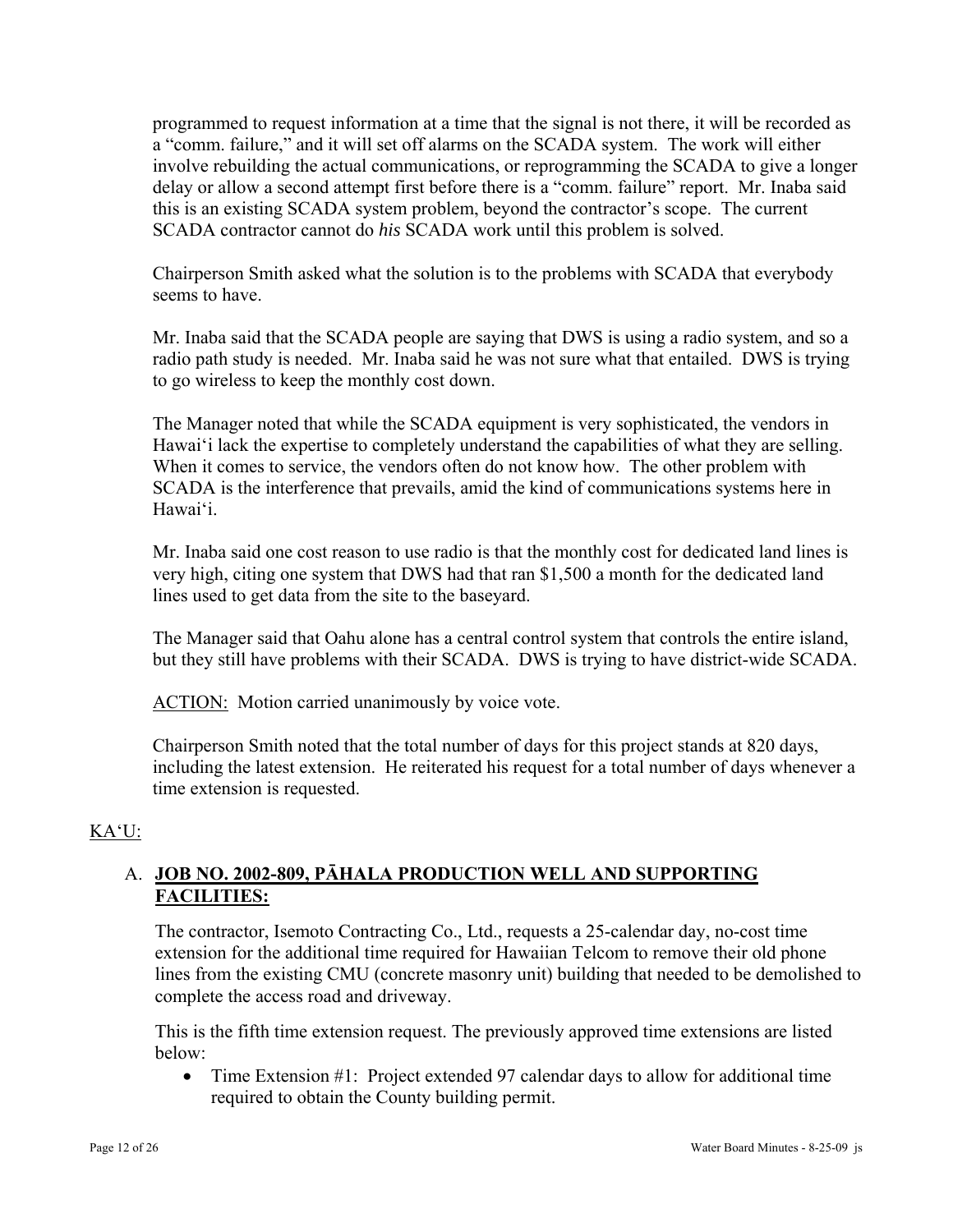programmed to request information at a time that the signal is not there, it will be recorded as a "comm. failure," and it will set off alarms on the SCADA system. The work will either involve rebuilding the actual communications, or reprogramming the SCADA to give a longer delay or allow a second attempt first before there is a "comm. failure" report. Mr. Inaba said this is an existing SCADA system problem, beyond the contractor's scope. The current SCADA contractor cannot do *his* SCADA work until this problem is solved.

Chairperson Smith asked what the solution is to the problems with SCADA that everybody seems to have.

Mr. Inaba said that the SCADA people are saying that DWS is using a radio system, and so a radio path study is needed. Mr. Inaba said he was not sure what that entailed. DWS is trying to go wireless to keep the monthly cost down.

The Manager noted that while the SCADA equipment is very sophisticated, the vendors in Hawai'i lack the expertise to completely understand the capabilities of what they are selling. When it comes to service, the vendors often do not know how. The other problem with SCADA is the interference that prevails, amid the kind of communications systems here in Hawai'i.

Mr. Inaba said one cost reason to use radio is that the monthly cost for dedicated land lines is very high, citing one system that DWS had that ran $1,500 a month for the dedicated land lines used to get data from the site to the baseyard.

The Manager said that Oahu alone has a central control system that controls the entire island, but they still have problems with their SCADA. DWS is trying to have district-wide SCADA.

ACTION: Motion carried unanimously by voice vote.

Chairperson Smith noted that the total number of days for this project stands at 820 days, including the latest extension. He reiterated his request for a total number of days whenever a time extension is requested.

## KA'U:

### A. JOB NO. 2002-809, PĀHALA PRODUCTION WELL AND SUPPORTING FACILITIES:

The contractor, Isemoto Contracting Co., Ltd., requests a 25-calendar day, no-cost time extension for the additional time required for Hawaiian Telcom to remove their old phone lines from the existing CMU (concrete masonry unit) building that needed to be demolished to complete the access road and driveway.

This is the fifth time extension request. The previously approved time extensions are listed below:

- Time Extension #1: Project extended 97 calendar days to allow for additional time required to obtain the County building permit.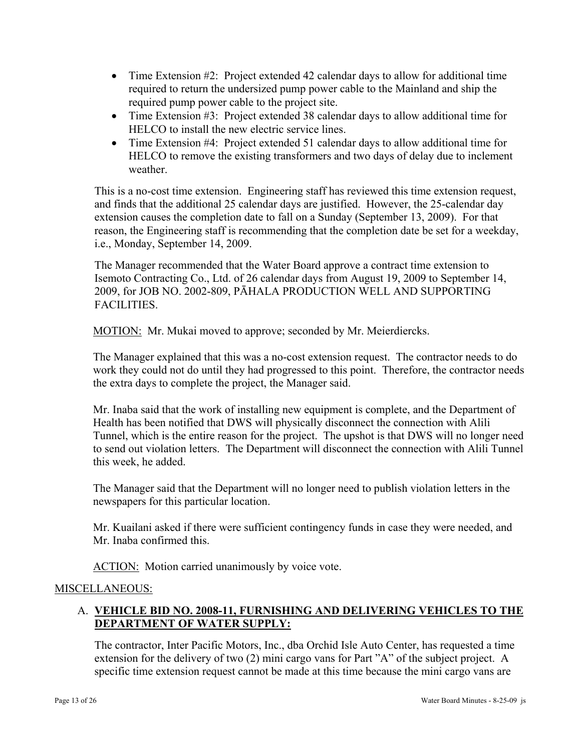- Time Extension #2: Project extended 42 calendar days to allow for additional time required to return the undersized pump power cable to the Mainland and ship the required pump power cable to the project site.
- Time Extension #3: Project extended 38 calendar days to allow additional time for HELCO to install the new electric service lines.
- Time Extension #4: Project extended 51 calendar days to allow additional time for HELCO to remove the existing transformers and two days of delay due to inclement weather.

This is a no-cost time extension. Engineering staff has reviewed this time extension request, and finds that the additional 25 calendar days are justified. However, the 25-calendar day extension causes the completion date to fall on a Sunday (September 13, 2009). For that reason, the Engineering staff is recommending that the completion date be set for a weekday, i.e., Monday, September 14, 2009.

The Manager recommended that the Water Board approve a contract time extension to Isemoto Contracting Co., Ltd. of 26 calendar days from August 19, 2009 to September 14, 2009, for JOB NO. 2002-809, PĀHALA PRODUCTION WELL AND SUPPORTING FACILITIES.

MOTION: Mr. Mukai moved to approve; seconded by Mr. Meierdiercks.

The Manager explained that this was a no-cost extension request. The contractor needs to do work they could not do until they had progressed to this point. Therefore, the contractor needs the extra days to complete the project, the Manager said.

Mr. Inaba said that the work of installing new equipment is complete, and the Department of Health has been notified that DWS will physically disconnect the connection with Alili Tunnel, which is the entire reason for the project. The upshot is that DWS will no longer need to send out violation letters. The Department will disconnect the connection with Alili Tunnel this week, he added.

The Manager said that the Department will no longer need to publish violation letters in the newspapers for this particular location.

Mr. Kuailani asked if there were sufficient contingency funds in case they were needed, and Mr. Inaba confirmed this.

ACTION: Motion carried unanimously by voice vote.

MISCELLANEOUS:

A. **VEHICLE BID NO. 2008-11, FURNISHING AND DELIVERING VEHICLES TO THE DEPARTMENT OF WATER SUPPLY:**

The contractor, Inter Pacific Motors, Inc., dba Orchid Isle Auto Center, has requested a time extension for the delivery of two (2) mini cargo vans for Part "A" of the subject project. A specific time extension request cannot be made at this time because the mini cargo vans are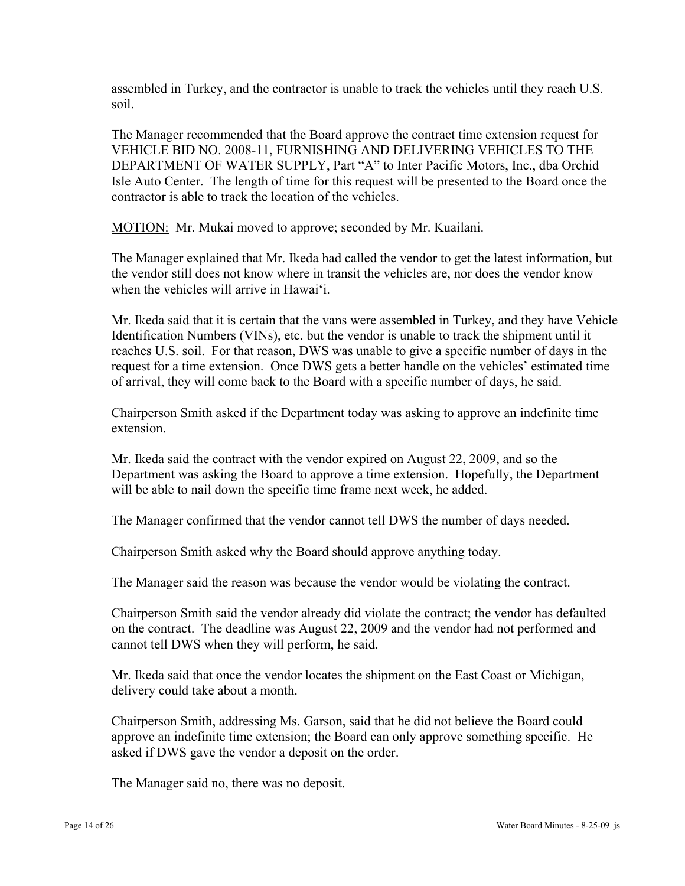assembled in Turkey, and the contractor is unable to track the vehicles until they reach U.S. soil.

The Manager recommended that the Board approve the contract time extension request for VEHICLE BID NO. 2008-11, FURNISHING AND DELIVERING VEHICLES TO THE DEPARTMENT OF WATER SUPPLY, Part "A" to Inter Pacific Motors, Inc., dba Orchid Isle Auto Center. The length of time for this request will be presented to the Board once the contractor is able to track the location of the vehicles.

MOTION: Mr. Mukai moved to approve; seconded by Mr. Kuailani.

The Manager explained that Mr. Ikeda had called the vendor to get the latest information, but the vendor still does not know where in transit the vehicles are, nor does the vendor know when the vehicles will arrive in Hawai'i.

Mr. Ikeda said that it is certain that the vans were assembled in Turkey, and they have Vehicle Identification Numbers (VINs), etc. but the vendor is unable to track the shipment until it reaches U.S. soil. For that reason, DWS was unable to give a specific number of days in the request for a time extension. Once DWS gets a better handle on the vehicles' estimated time of arrival, they will come back to the Board with a specific number of days, he said.

Chairperson Smith asked if the Department today was asking to approve an indefinite time extension.

Mr. Ikeda said the contract with the vendor expired on August 22, 2009, and so the Department was asking the Board to approve a time extension. Hopefully, the Department will be able to nail down the specific time frame next week, he added.

The Manager confirmed that the vendor cannot tell DWS the number of days needed.

Chairperson Smith asked why the Board should approve anything today.

The Manager said the reason was because the vendor would be violating the contract.

Chairperson Smith said the vendor already did violate the contract; the vendor has defaulted on the contract. The deadline was August 22, 2009 and the vendor had not performed and cannot tell DWS when they will perform, he said.

Mr. Ikeda said that once the vendor locates the shipment on the East Coast or Michigan, delivery could take about a month.

Chairperson Smith, addressing Ms. Garson, said that he did not believe the Board could approve an indefinite time extension; the Board can only approve something specific. He asked if DWS gave the vendor a deposit on the order.

The Manager said no, there was no deposit.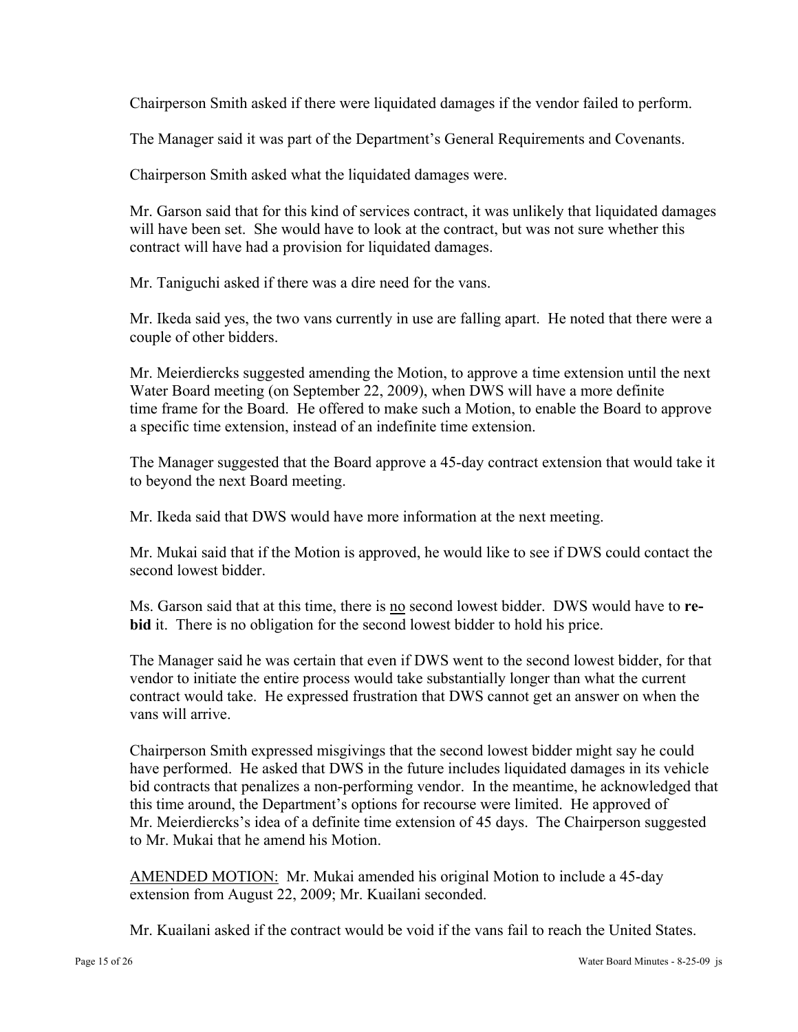Chairperson Smith asked if there were liquidated damages if the vendor failed to perform.

The Manager said it was part of the Department's General Requirements and Covenants.

Chairperson Smith asked what the liquidated damages were.

Mr. Garson said that for this kind of services contract, it was unlikely that liquidated damages will have been set. She would have to look at the contract, but was not sure whether this contract will have had a provision for liquidated damages.

Mr. Taniguchi asked if there was a dire need for the vans.

Mr. Ikeda said yes, the two vans currently in use are falling apart. He noted that there were a couple of other bidders.

Mr. Meierdiercks suggested amending the Motion, to approve a time extension until the next Water Board meeting (on September 22, 2009), when DWS will have a more definite time frame for the Board. He offered to make such a Motion, to enable the Board to approve a specific time extension, instead of an indefinite time extension.

The Manager suggested that the Board approve a 45-day contract extension that would take it to beyond the next Board meeting.

Mr. Ikeda said that DWS would have more information at the next meeting.

Mr. Mukai said that if the Motion is approved, he would like to see if DWS could contact the second lowest bidder.

Ms. Garson said that at this time, there is <u>no</u> second lowest bidder. DWS would have to **re-bid** it. There is no obligation for the second lowest bidder to hold his price.

The Manager said he was certain that even if DWS went to the second lowest bidder, for that vendor to initiate the entire process would take substantially longer than what the current contract would take. He expressed frustration that DWS cannot get an answer on when the vans will arrive.

Chairperson Smith expressed misgivings that the second lowest bidder might say he could have performed. He asked that DWS in the future includes liquidated damages in its vehicle bid contracts that penalizes a non-performing vendor. In the meantime, he acknowledged that this time around, the Department's options for recourse were limited. He approved of Mr. Meierdiercks's idea of a definite time extension of 45 days. The Chairperson suggested to Mr. Mukai that he amend his Motion.

<u>AMENDED MOTION:</u> Mr. Mukai amended his original Motion to include a 45-day extension from August 22, 2009; Mr. Kuailani seconded.

Mr. Kuailani asked if the contract would be void if the vans fail to reach the United States.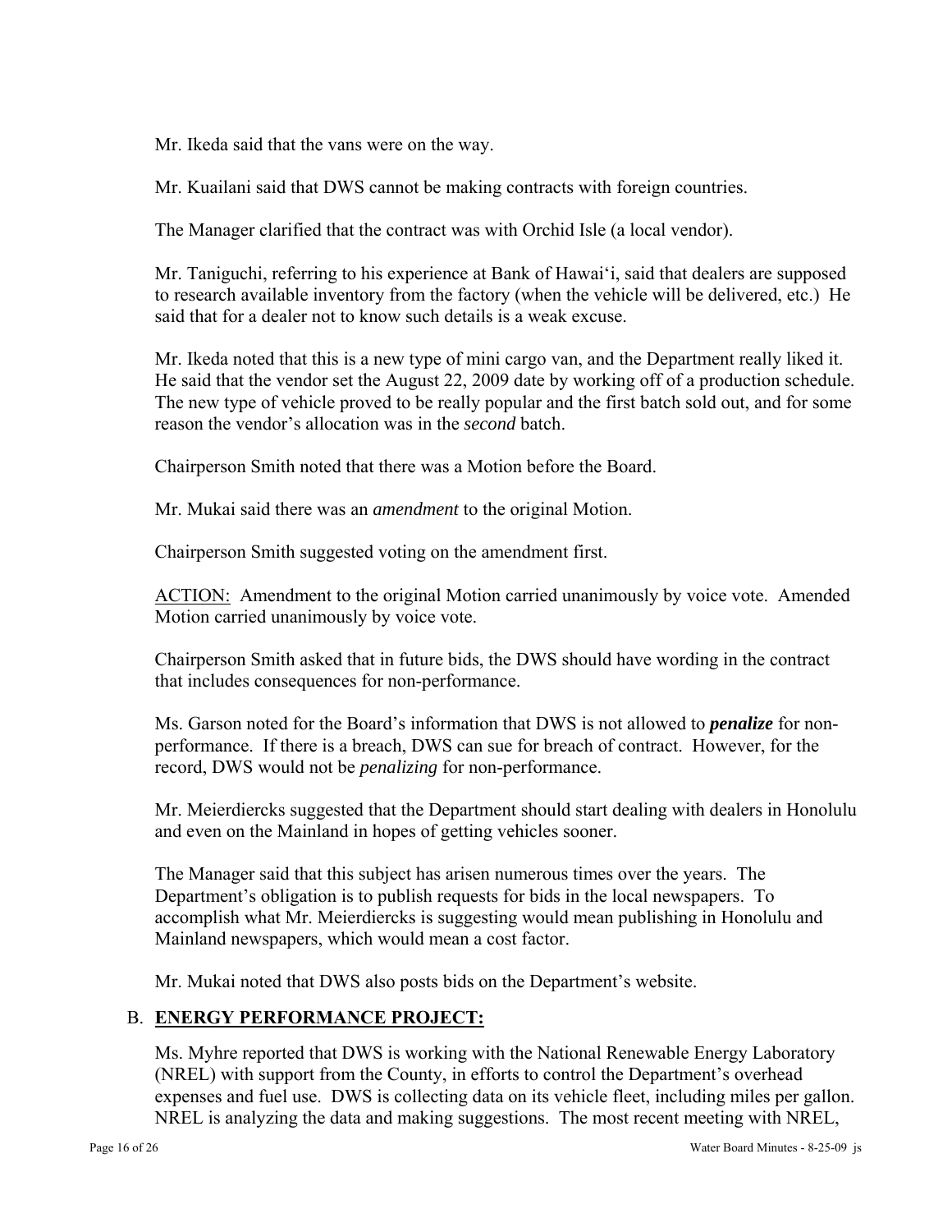Mr. Ikeda said that the vans were on the way.

Mr. Kuailani said that DWS cannot be making contracts with foreign countries.

The Manager clarified that the contract was with Orchid Isle (a local vendor).

Mr. Taniguchi, referring to his experience at Bank of Hawai'i, said that dealers are supposed to research available inventory from the factory (when the vehicle will be delivered, etc.) He said that for a dealer not to know such details is a weak excuse.

Mr. Ikeda noted that this is a new type of mini cargo van, and the Department really liked it. He said that the vendor set the August 22, 2009 date by working off of a production schedule. The new type of vehicle proved to be really popular and the first batch sold out, and for some reason the vendor's allocation was in the *second* batch.

Chairperson Smith noted that there was a Motion before the Board.

Mr. Mukai said there was an *amendment* to the original Motion.

Chairperson Smith suggested voting on the amendment first.

<u>ACTION:</u> Amendment to the original Motion carried unanimously by voice vote. Amended Motion carried unanimously by voice vote.

Chairperson Smith asked that in future bids, the DWS should have wording in the contract that includes consequences for non-performance.

Ms. Garson noted for the Board's information that DWS is not allowed to ***penalize*** for non-performance. If there is a breach, DWS can sue for breach of contract. However, for the record, DWS would not be *penalizing* for non-performance.

Mr. Meierdiercks suggested that the Department should start dealing with dealers in Honolulu and even on the Mainland in hopes of getting vehicles sooner.

The Manager said that this subject has arisen numerous times over the years. The Department's obligation is to publish requests for bids in the local newspapers. To accomplish what Mr. Meierdiercks is suggesting would mean publishing in Honolulu and Mainland newspapers, which would mean a cost factor.

Mr. Mukai noted that DWS also posts bids on the Department's website.

## B. <u>ENERGY PERFORMANCE PROJECT:</u>

Ms. Myhre reported that DWS is working with the National Renewable Energy Laboratory (NREL) with support from the County, in efforts to control the Department's overhead expenses and fuel use. DWS is collecting data on its vehicle fleet, including miles per gallon. NREL is analyzing the data and making suggestions. The most recent meeting with NREL,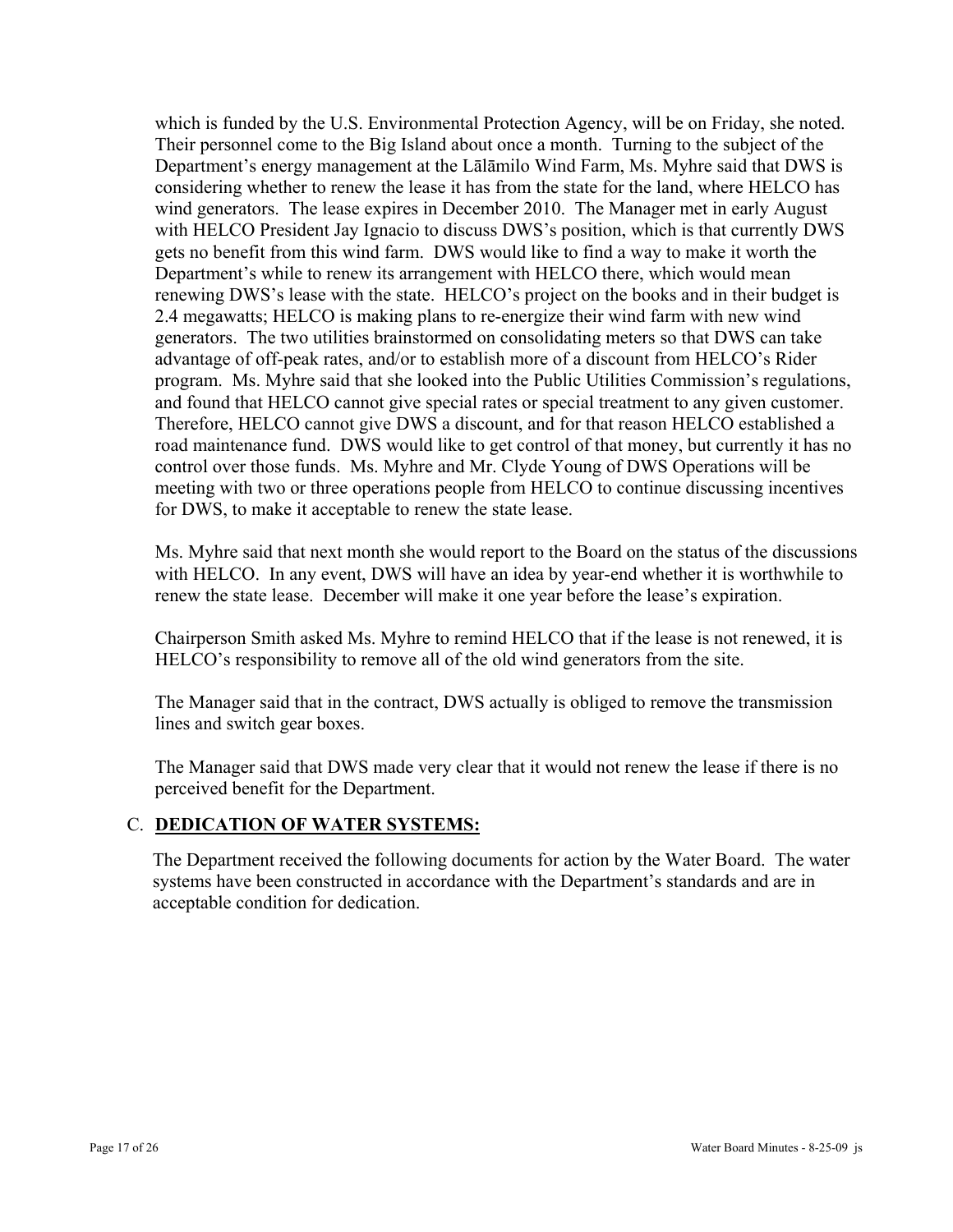which is funded by the U.S. Environmental Protection Agency, will be on Friday, she noted. Their personnel come to the Big Island about once a month. Turning to the subject of the Department's energy management at the Lālāmilo Wind Farm, Ms. Myhre said that DWS is considering whether to renew the lease it has from the state for the land, where HELCO has wind generators. The lease expires in December 2010. The Manager met in early August with HELCO President Jay Ignacio to discuss DWS's position, which is that currently DWS gets no benefit from this wind farm. DWS would like to find a way to make it worth the Department's while to renew its arrangement with HELCO there, which would mean renewing DWS's lease with the state. HELCO's project on the books and in their budget is 2.4 megawatts; HELCO is making plans to re-energize their wind farm with new wind generators. The two utilities brainstormed on consolidating meters so that DWS can take advantage of off-peak rates, and/or to establish more of a discount from HELCO's Rider program. Ms. Myhre said that she looked into the Public Utilities Commission's regulations, and found that HELCO cannot give special rates or special treatment to any given customer. Therefore, HELCO cannot give DWS a discount, and for that reason HELCO established a road maintenance fund. DWS would like to get control of that money, but currently it has no control over those funds. Ms. Myhre and Mr. Clyde Young of DWS Operations will be meeting with two or three operations people from HELCO to continue discussing incentives for DWS, to make it acceptable to renew the state lease.

Ms. Myhre said that next month she would report to the Board on the status of the discussions with HELCO. In any event, DWS will have an idea by year-end whether it is worthwhile to renew the state lease. December will make it one year before the lease's expiration.

Chairperson Smith asked Ms. Myhre to remind HELCO that if the lease is not renewed, it is HELCO's responsibility to remove all of the old wind generators from the site.

The Manager said that in the contract, DWS actually is obliged to remove the transmission lines and switch gear boxes.

The Manager said that DWS made very clear that it would not renew the lease if there is no perceived benefit for the Department.

## C. **DEDICATION OF WATER SYSTEMS:**

The Department received the following documents for action by the Water Board. The water systems have been constructed in accordance with the Department's standards and are in acceptable condition for dedication.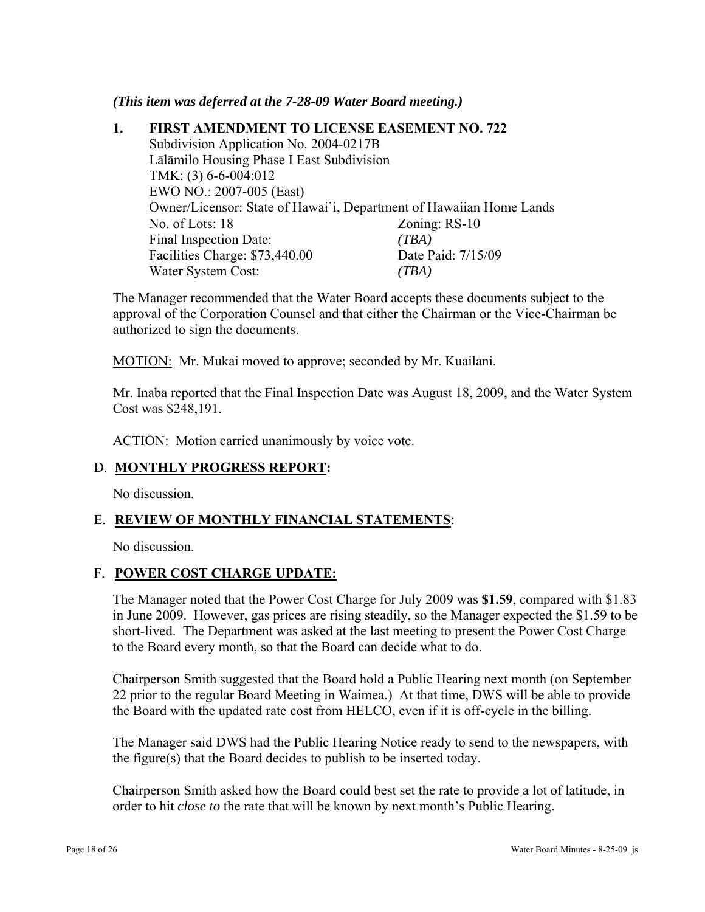*(This item was deferred at the 7-28-09 Water Board meeting.)*

**1. FIRST AMENDMENT TO LICENSE EASEMENT NO. 722**

Subdivision Application No. 2004-0217B
Lālāmilo Housing Phase I East Subdivision
TMK: (3) 6-6-004:012
EWO NO.: 2007-005 (East)
Owner/Licensor: State of Hawai`i, Department of Hawaiian Home Lands

| | |
|---|---|
| No. of Lots: 18 | Zoning: RS-10 |
| Final Inspection Date: | *(TBA)* |
| Facilities Charge: $73,440.00 | Date Paid: 7/15/09 |
| Water System Cost: | *(TBA)* |

The Manager recommended that the Water Board accepts these documents subject to the approval of the Corporation Counsel and that either the Chairman or the Vice-Chairman be authorized to sign the documents.

MOTION: Mr. Mukai moved to approve; seconded by Mr. Kuailani.

Mr. Inaba reported that the Final Inspection Date was August 18, 2009, and the Water System Cost was $248,191.

ACTION: Motion carried unanimously by voice vote.

## D. MONTHLY PROGRESS REPORT:

No discussion.

## E. REVIEW OF MONTHLY FINANCIAL STATEMENTS:

No discussion.

## F. POWER COST CHARGE UPDATE:

The Manager noted that the Power Cost Charge for July 2009 was **$1.59**, compared with $1.83 in June 2009. However, gas prices are rising steadily, so the Manager expected the $1.59 to be short-lived. The Department was asked at the last meeting to present the Power Cost Charge to the Board every month, so that the Board can decide what to do.

Chairperson Smith suggested that the Board hold a Public Hearing next month (on September 22 prior to the regular Board Meeting in Waimea.) At that time, DWS will be able to provide the Board with the updated rate cost from HELCO, even if it is off-cycle in the billing.

The Manager said DWS had the Public Hearing Notice ready to send to the newspapers, with the figure(s) that the Board decides to publish to be inserted today.

Chairperson Smith asked how the Board could best set the rate to provide a lot of latitude, in order to hit *close to* the rate that will be known by next month's Public Hearing.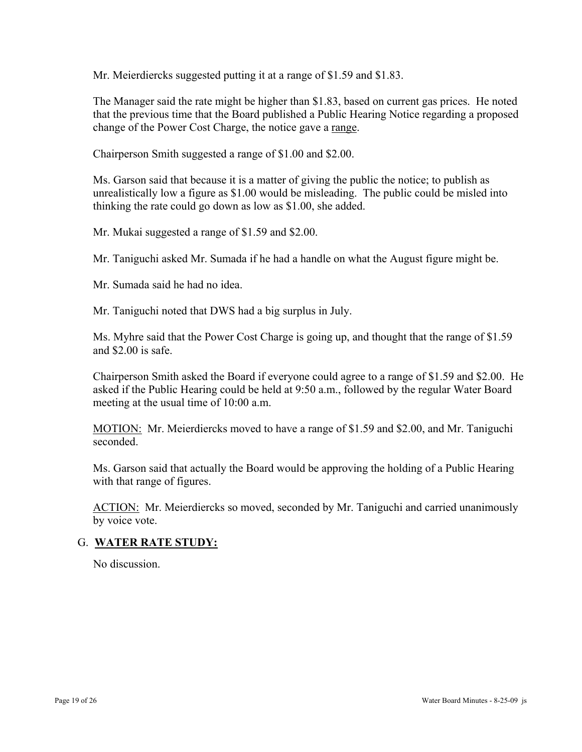Mr. Meierdiercks suggested putting it at a range of $1.59 and $1.83.

The Manager said the rate might be higher than $1.83, based on current gas prices. He noted that the previous time that the Board published a Public Hearing Notice regarding a proposed change of the Power Cost Charge, the notice gave a range.

Chairperson Smith suggested a range of $1.00 and $2.00.

Ms. Garson said that because it is a matter of giving the public the notice; to publish as unrealistically low a figure as $1.00 would be misleading. The public could be misled into thinking the rate could go down as low as $1.00, she added.

Mr. Mukai suggested a range of $1.59 and $2.00.

Mr. Taniguchi asked Mr. Sumada if he had a handle on what the August figure might be.

Mr. Sumada said he had no idea.

Mr. Taniguchi noted that DWS had a big surplus in July.

Ms. Myhre said that the Power Cost Charge is going up, and thought that the range of $1.59 and $2.00 is safe.

Chairperson Smith asked the Board if everyone could agree to a range of $1.59 and $2.00. He asked if the Public Hearing could be held at 9:50 a.m., followed by the regular Water Board meeting at the usual time of 10:00 a.m.

MOTION: Mr. Meierdiercks moved to have a range of $1.59 and $2.00, and Mr. Taniguchi seconded.

Ms. Garson said that actually the Board would be approving the holding of a Public Hearing with that range of figures.

ACTION: Mr. Meierdiercks so moved, seconded by Mr. Taniguchi and carried unanimously by voice vote.

## G. WATER RATE STUDY:

No discussion.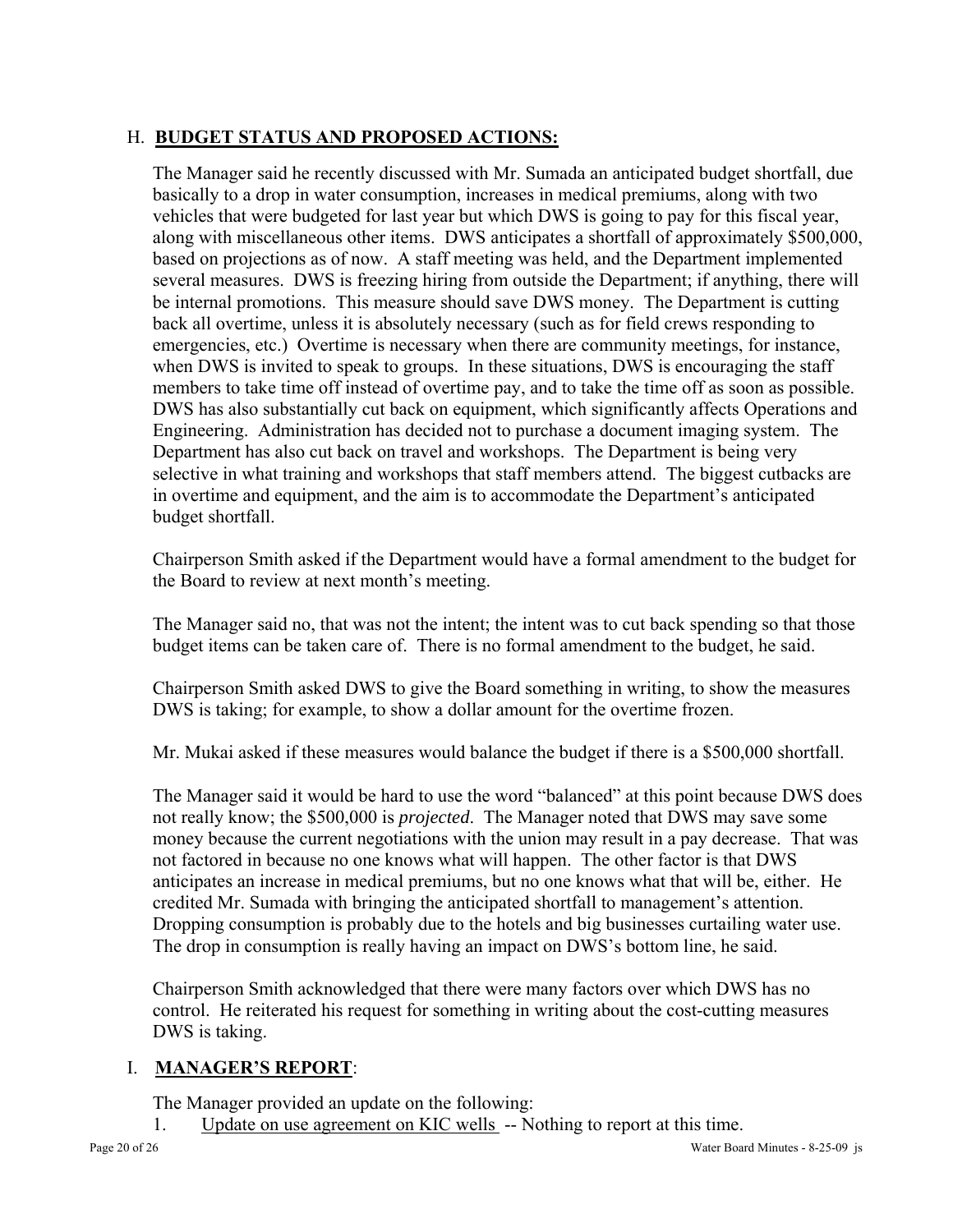## H. BUDGET STATUS AND PROPOSED ACTIONS:

The Manager said he recently discussed with Mr. Sumada an anticipated budget shortfall, due basically to a drop in water consumption, increases in medical premiums, along with two vehicles that were budgeted for last year but which DWS is going to pay for this fiscal year, along with miscellaneous other items. DWS anticipates a shortfall of approximately $500,000, based on projections as of now. A staff meeting was held, and the Department implemented several measures. DWS is freezing hiring from outside the Department; if anything, there will be internal promotions. This measure should save DWS money. The Department is cutting back all overtime, unless it is absolutely necessary (such as for field crews responding to emergencies, etc.) Overtime is necessary when there are community meetings, for instance, when DWS is invited to speak to groups. In these situations, DWS is encouraging the staff members to take time off instead of overtime pay, and to take the time off as soon as possible. DWS has also substantially cut back on equipment, which significantly affects Operations and Engineering. Administration has decided not to purchase a document imaging system. The Department has also cut back on travel and workshops. The Department is being very selective in what training and workshops that staff members attend. The biggest cutbacks are in overtime and equipment, and the aim is to accommodate the Department's anticipated budget shortfall.

Chairperson Smith asked if the Department would have a formal amendment to the budget for the Board to review at next month's meeting.

The Manager said no, that was not the intent; the intent was to cut back spending so that those budget items can be taken care of. There is no formal amendment to the budget, he said.

Chairperson Smith asked DWS to give the Board something in writing, to show the measures DWS is taking; for example, to show a dollar amount for the overtime frozen.

Mr. Mukai asked if these measures would balance the budget if there is a $500,000 shortfall.

The Manager said it would be hard to use the word "balanced" at this point because DWS does not really know; the $500,000 is *projected*. The Manager noted that DWS may save some money because the current negotiations with the union may result in a pay decrease. That was not factored in because no one knows what will happen. The other factor is that DWS anticipates an increase in medical premiums, but no one knows what that will be, either. He credited Mr. Sumada with bringing the anticipated shortfall to management's attention. Dropping consumption is probably due to the hotels and big businesses curtailing water use. The drop in consumption is really having an impact on DWS's bottom line, he said.

Chairperson Smith acknowledged that there were many factors over which DWS has no control. He reiterated his request for something in writing about the cost-cutting measures DWS is taking.

## I. MANAGER'S REPORT:

The Manager provided an update on the following:

1. Update on use agreement on KIC wells -- Nothing to report at this time.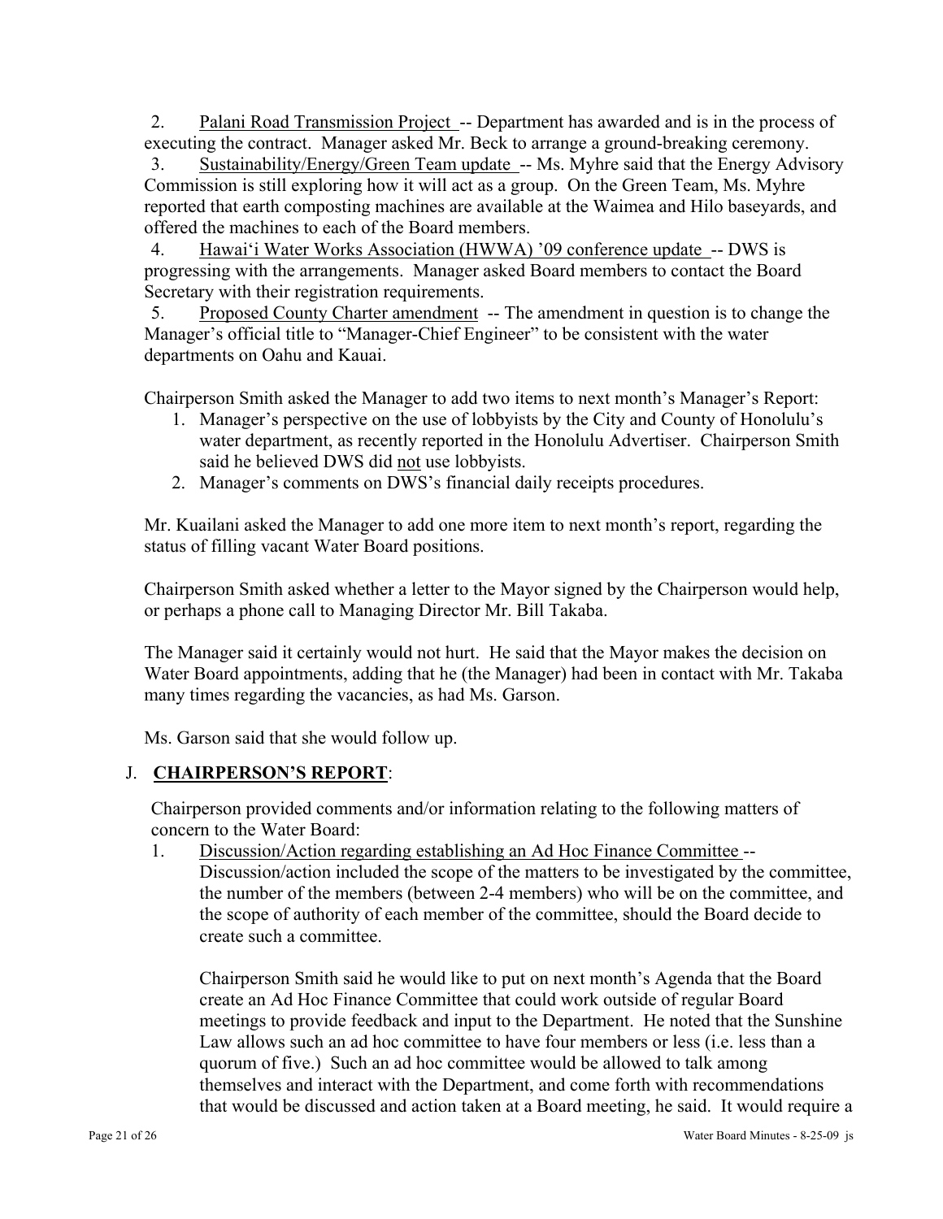2. Palani Road Transmission Project -- Department has awarded and is in the process of executing the contract. Manager asked Mr. Beck to arrange a ground-breaking ceremony.
3. Sustainability/Energy/Green Team update -- Ms. Myhre said that the Energy Advisory Commission is still exploring how it will act as a group. On the Green Team, Ms. Myhre reported that earth composting machines are available at the Waimea and Hilo baseyards, and offered the machines to each of the Board members.
4. Hawai'i Water Works Association (HWWA) '09 conference update -- DWS is progressing with the arrangements. Manager asked Board members to contact the Board Secretary with their registration requirements.
5. Proposed County Charter amendment -- The amendment in question is to change the Manager's official title to "Manager-Chief Engineer" to be consistent with the water departments on Oahu and Kauai.

Chairperson Smith asked the Manager to add two items to next month's Manager's Report:

1. Manager's perspective on the use of lobbyists by the City and County of Honolulu's water department, as recently reported in the Honolulu Advertiser. Chairperson Smith said he believed DWS did not use lobbyists.
2. Manager's comments on DWS's financial daily receipts procedures.

Mr. Kuailani asked the Manager to add one more item to next month's report, regarding the status of filling vacant Water Board positions.

Chairperson Smith asked whether a letter to the Mayor signed by the Chairperson would help, or perhaps a phone call to Managing Director Mr. Bill Takaba.

The Manager said it certainly would not hurt. He said that the Mayor makes the decision on Water Board appointments, adding that he (the Manager) had been in contact with Mr. Takaba many times regarding the vacancies, as had Ms. Garson.

Ms. Garson said that she would follow up.

## J. CHAIRPERSON'S REPORT:

Chairperson provided comments and/or information relating to the following matters of concern to the Water Board:

1. Discussion/Action regarding establishing an Ad Hoc Finance Committee -- Discussion/action included the scope of the matters to be investigated by the committee, the number of the members (between 2-4 members) who will be on the committee, and the scope of authority of each member of the committee, should the Board decide to create such a committee.

   Chairperson Smith said he would like to put on next month's Agenda that the Board create an Ad Hoc Finance Committee that could work outside of regular Board meetings to provide feedback and input to the Department. He noted that the Sunshine Law allows such an ad hoc committee to have four members or less (i.e. less than a quorum of five.) Such an ad hoc committee would be allowed to talk among themselves and interact with the Department, and come forth with recommendations that would be discussed and action taken at a Board meeting, he said. It would require a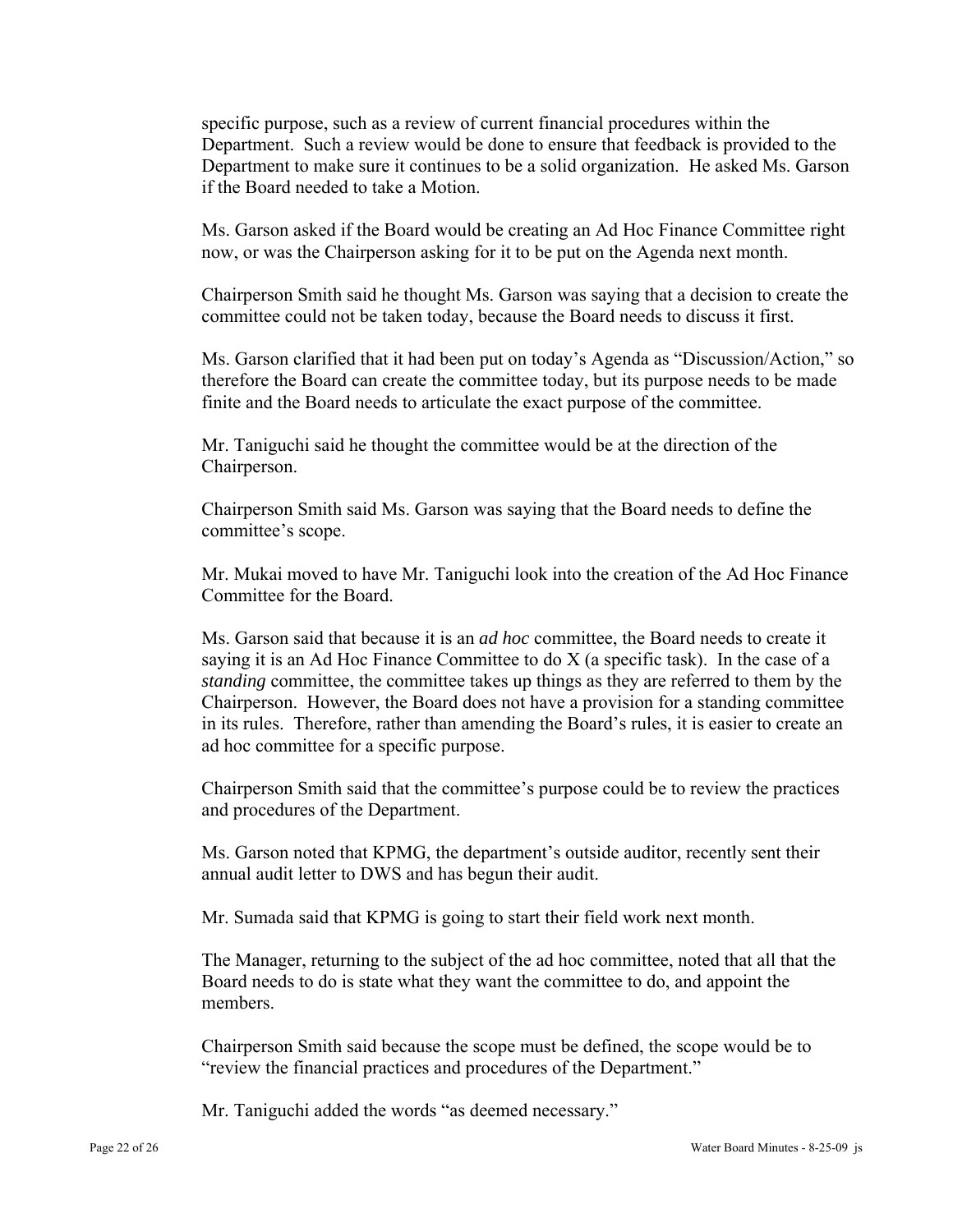specific purpose, such as a review of current financial procedures within the Department. Such a review would be done to ensure that feedback is provided to the Department to make sure it continues to be a solid organization. He asked Ms. Garson if the Board needed to take a Motion.

Ms. Garson asked if the Board would be creating an Ad Hoc Finance Committee right now, or was the Chairperson asking for it to be put on the Agenda next month.

Chairperson Smith said he thought Ms. Garson was saying that a decision to create the committee could not be taken today, because the Board needs to discuss it first.

Ms. Garson clarified that it had been put on today's Agenda as "Discussion/Action," so therefore the Board can create the committee today, but its purpose needs to be made finite and the Board needs to articulate the exact purpose of the committee.

Mr. Taniguchi said he thought the committee would be at the direction of the Chairperson.

Chairperson Smith said Ms. Garson was saying that the Board needs to define the committee's scope.

Mr. Mukai moved to have Mr. Taniguchi look into the creation of the Ad Hoc Finance Committee for the Board.

Ms. Garson said that because it is an *ad hoc* committee, the Board needs to create it saying it is an Ad Hoc Finance Committee to do X (a specific task). In the case of a *standing* committee, the committee takes up things as they are referred to them by the Chairperson. However, the Board does not have a provision for a standing committee in its rules. Therefore, rather than amending the Board's rules, it is easier to create an ad hoc committee for a specific purpose.

Chairperson Smith said that the committee's purpose could be to review the practices and procedures of the Department.

Ms. Garson noted that KPMG, the department's outside auditor, recently sent their annual audit letter to DWS and has begun their audit.

Mr. Sumada said that KPMG is going to start their field work next month.

The Manager, returning to the subject of the ad hoc committee, noted that all that the Board needs to do is state what they want the committee to do, and appoint the members.

Chairperson Smith said because the scope must be defined, the scope would be to "review the financial practices and procedures of the Department."

Mr. Taniguchi added the words "as deemed necessary."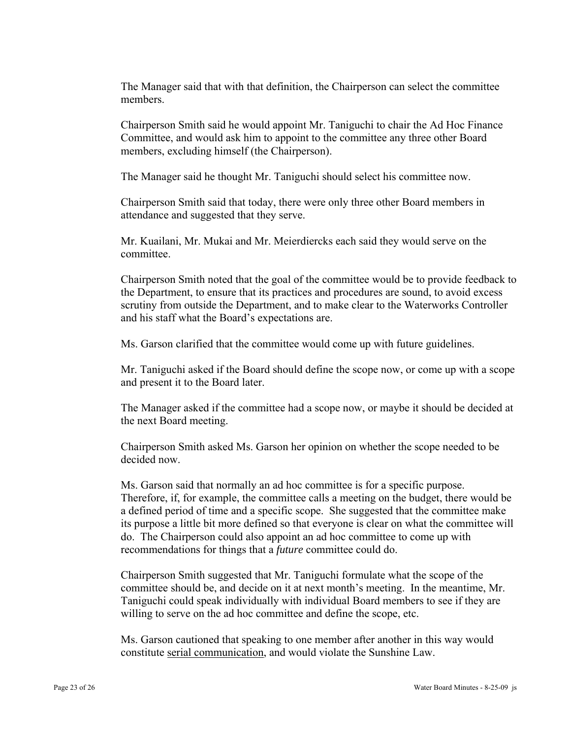The Manager said that with that definition, the Chairperson can select the committee members.

Chairperson Smith said he would appoint Mr. Taniguchi to chair the Ad Hoc Finance Committee, and would ask him to appoint to the committee any three other Board members, excluding himself (the Chairperson).

The Manager said he thought Mr. Taniguchi should select his committee now.

Chairperson Smith said that today, there were only three other Board members in attendance and suggested that they serve.

Mr. Kuailani, Mr. Mukai and Mr. Meierdiercks each said they would serve on the committee.

Chairperson Smith noted that the goal of the committee would be to provide feedback to the Department, to ensure that its practices and procedures are sound, to avoid excess scrutiny from outside the Department, and to make clear to the Waterworks Controller and his staff what the Board's expectations are.

Ms. Garson clarified that the committee would come up with future guidelines.

Mr. Taniguchi asked if the Board should define the scope now, or come up with a scope and present it to the Board later.

The Manager asked if the committee had a scope now, or maybe it should be decided at the next Board meeting.

Chairperson Smith asked Ms. Garson her opinion on whether the scope needed to be decided now.

Ms. Garson said that normally an ad hoc committee is for a specific purpose. Therefore, if, for example, the committee calls a meeting on the budget, there would be a defined period of time and a specific scope. She suggested that the committee make its purpose a little bit more defined so that everyone is clear on what the committee will do. The Chairperson could also appoint an ad hoc committee to come up with recommendations for things that a *future* committee could do.

Chairperson Smith suggested that Mr. Taniguchi formulate what the scope of the committee should be, and decide on it at next month's meeting. In the meantime, Mr. Taniguchi could speak individually with individual Board members to see if they are willing to serve on the ad hoc committee and define the scope, etc.

Ms. Garson cautioned that speaking to one member after another in this way would constitute <u>serial communication</u>, and would violate the Sunshine Law.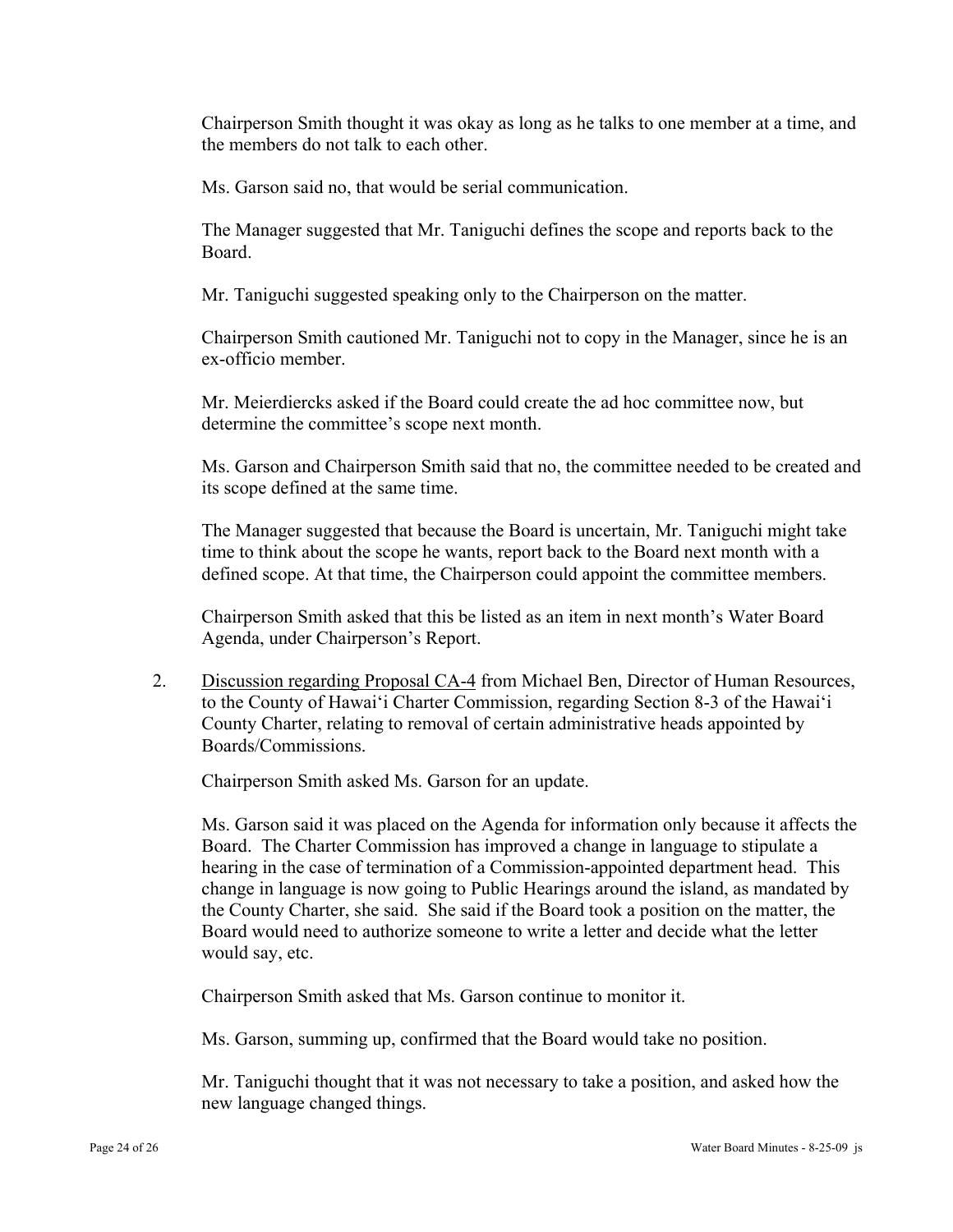Chairperson Smith thought it was okay as long as he talks to one member at a time, and the members do not talk to each other.

Ms. Garson said no, that would be serial communication.

The Manager suggested that Mr. Taniguchi defines the scope and reports back to the Board.

Mr. Taniguchi suggested speaking only to the Chairperson on the matter.

Chairperson Smith cautioned Mr. Taniguchi not to copy in the Manager, since he is an ex-officio member.

Mr. Meierdiercks asked if the Board could create the ad hoc committee now, but determine the committee's scope next month.

Ms. Garson and Chairperson Smith said that no, the committee needed to be created and its scope defined at the same time.

The Manager suggested that because the Board is uncertain, Mr. Taniguchi might take time to think about the scope he wants, report back to the Board next month with a defined scope. At that time, the Chairperson could appoint the committee members.

Chairperson Smith asked that this be listed as an item in next month's Water Board Agenda, under Chairperson's Report.

2. Discussion regarding Proposal CA-4 from Michael Ben, Director of Human Resources, to the County of Hawaiʻi Charter Commission, regarding Section 8-3 of the Hawaiʻi County Charter, relating to removal of certain administrative heads appointed by Boards/Commissions.

   Chairperson Smith asked Ms. Garson for an update.

   Ms. Garson said it was placed on the Agenda for information only because it affects the Board. The Charter Commission has improved a change in language to stipulate a hearing in the case of termination of a Commission-appointed department head. This change in language is now going to Public Hearings around the island, as mandated by the County Charter, she said. She said if the Board took a position on the matter, the Board would need to authorize someone to write a letter and decide what the letter would say, etc.

   Chairperson Smith asked that Ms. Garson continue to monitor it.

   Ms. Garson, summing up, confirmed that the Board would take no position.

   Mr. Taniguchi thought that it was not necessary to take a position, and asked how the new language changed things.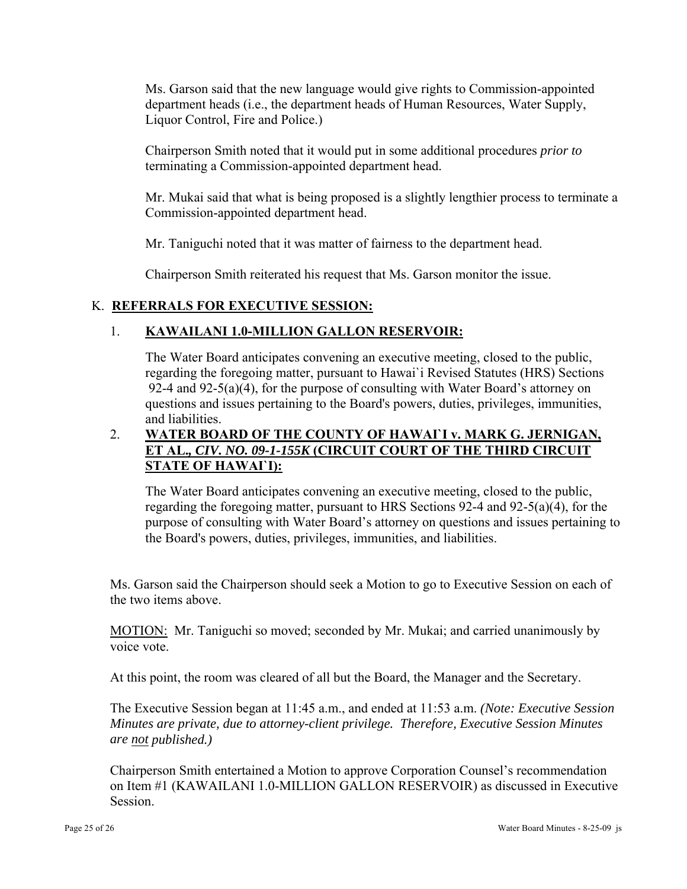Ms. Garson said that the new language would give rights to Commission-appointed department heads (i.e., the department heads of Human Resources, Water Supply, Liquor Control, Fire and Police.)

Chairperson Smith noted that it would put in some additional procedures *prior to* terminating a Commission-appointed department head.

Mr. Mukai said that what is being proposed is a slightly lengthier process to terminate a Commission-appointed department head.

Mr. Taniguchi noted that it was matter of fairness to the department head.

Chairperson Smith reiterated his request that Ms. Garson monitor the issue.

## K. REFERRALS FOR EXECUTIVE SESSION:

### 1. KAWAILANI 1.0-MILLION GALLON RESERVOIR:

The Water Board anticipates convening an executive meeting, closed to the public, regarding the foregoing matter, pursuant to Hawai`i Revised Statutes (HRS) Sections 92-4 and 92-5(a)(4), for the purpose of consulting with Water Board's attorney on questions and issues pertaining to the Board's powers, duties, privileges, immunities, and liabilities.

### 2. WATER BOARD OF THE COUNTY OF HAWAI`I v. MARK G. JERNIGAN, ET AL., *CIV. NO. 09-1-155K* (CIRCUIT COURT OF THE THIRD CIRCUIT STATE OF HAWAI`I):

The Water Board anticipates convening an executive meeting, closed to the public, regarding the foregoing matter, pursuant to HRS Sections 92-4 and 92-5(a)(4), for the purpose of consulting with Water Board's attorney on questions and issues pertaining to the Board's powers, duties, privileges, immunities, and liabilities.

Ms. Garson said the Chairperson should seek a Motion to go to Executive Session on each of the two items above.

MOTION: Mr. Taniguchi so moved; seconded by Mr. Mukai; and carried unanimously by voice vote.

At this point, the room was cleared of all but the Board, the Manager and the Secretary.

The Executive Session began at 11:45 a.m., and ended at 11:53 a.m. *(Note: Executive Session Minutes are private, due to attorney-client privilege. Therefore, Executive Session Minutes are not published.)*

Chairperson Smith entertained a Motion to approve Corporation Counsel's recommendation on Item #1 (KAWAILANI 1.0-MILLION GALLON RESERVOIR) as discussed in Executive Session.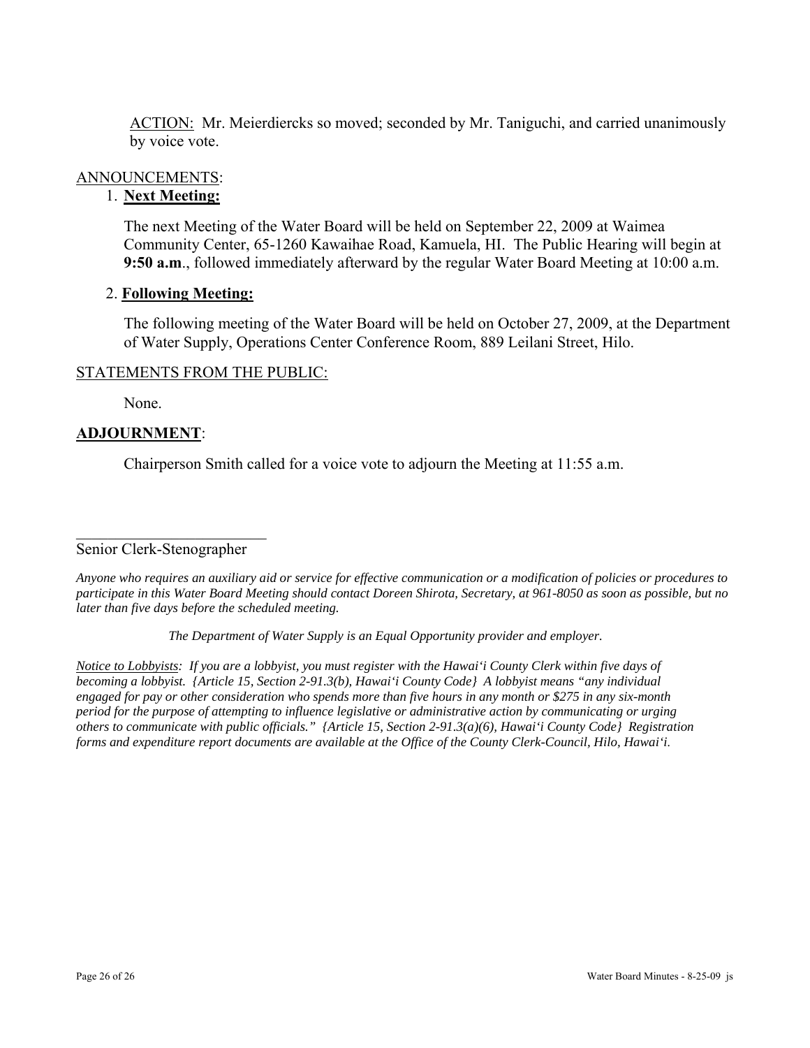ACTION: Mr. Meierdiercks so moved; seconded by Mr. Taniguchi, and carried unanimously by voice vote.

ANNOUNCEMENTS:

1. **Next Meeting:**

   The next Meeting of the Water Board will be held on September 22, 2009 at Waimea Community Center, 65-1260 Kawaihae Road, Kamuela, HI. The Public Hearing will begin at **9:50 a.m**., followed immediately afterward by the regular Water Board Meeting at 10:00 a.m.

2. **Following Meeting:**

   The following meeting of the Water Board will be held on October 27, 2009, at the Department of Water Supply, Operations Center Conference Room, 889 Leilani Street, Hilo.

STATEMENTS FROM THE PUBLIC:

None.

**ADJOURNMENT**:

Chairperson Smith called for a voice vote to adjourn the Meeting at 11:55 a.m.

\_\_\_\_\_\_\_\_\_\_\_\_\_\_\_\_\_\_\_\_\_\_\_\_\_\_

Senior Clerk-Stenographer

*Anyone who requires an auxiliary aid or service for effective communication or a modification of policies or procedures to participate in this Water Board Meeting should contact Doreen Shirota, Secretary, at 961-8050 as soon as possible, but no later than five days before the scheduled meeting.*

*The Department of Water Supply is an Equal Opportunity provider and employer.*

*Notice to Lobbyists: If you are a lobbyist, you must register with the Hawai'i County Clerk within five days of becoming a lobbyist. {Article 15, Section 2-91.3(b), Hawai'i County Code} A lobbyist means "any individual engaged for pay or other consideration who spends more than five hours in any month or $275 in any six-month period for the purpose of attempting to influence legislative or administrative action by communicating or urging others to communicate with public officials." {Article 15, Section 2-91.3(a)(6), Hawai'i County Code} Registration forms and expenditure report documents are available at the Office of the County Clerk-Council, Hilo, Hawai'i.*